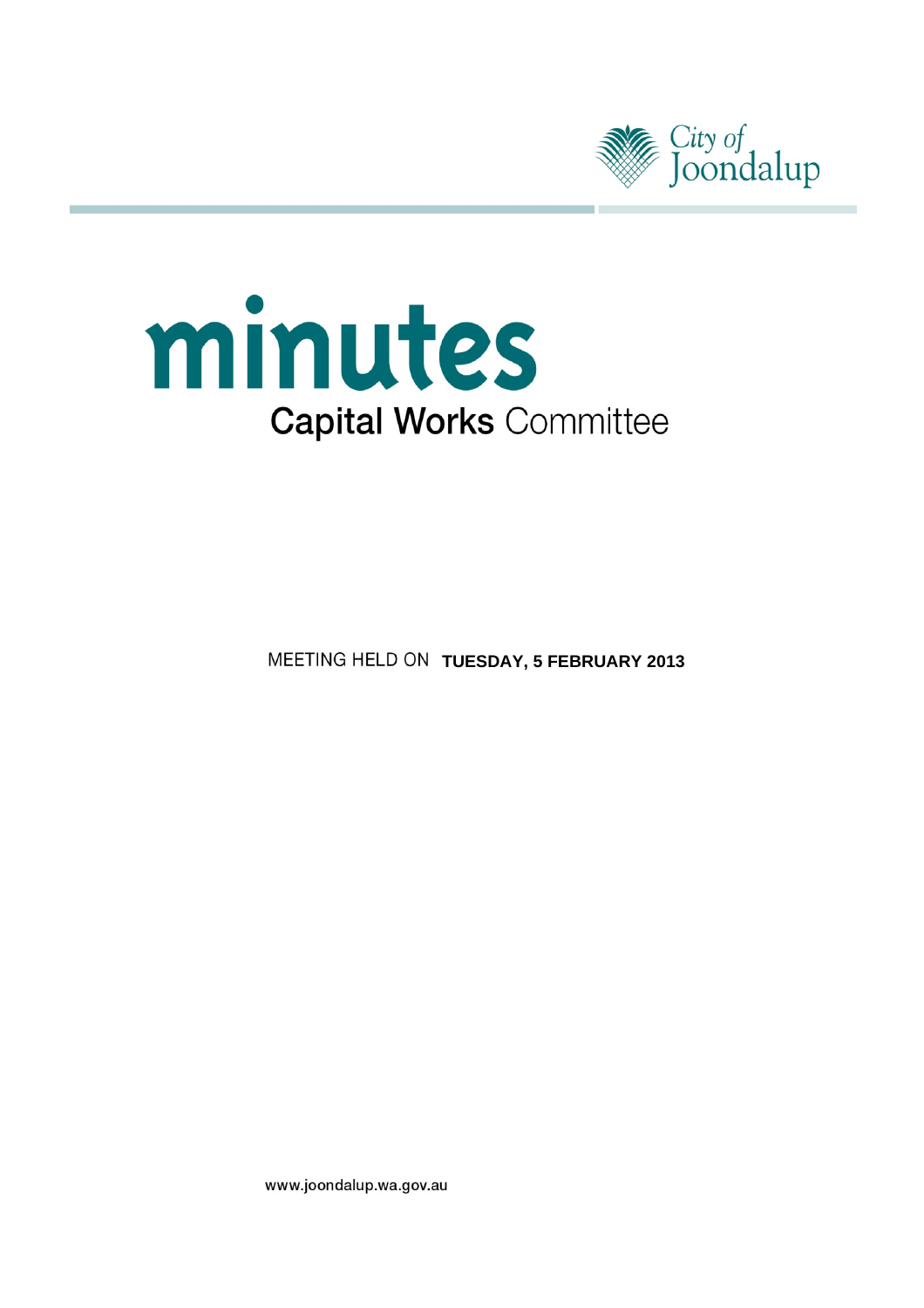City of Joondalup

# minutes

## Capital Works Committee

MEETING HELD ON **TUESDAY, 5 FEBRUARY 2013**

www.joondalup.wa.gov.au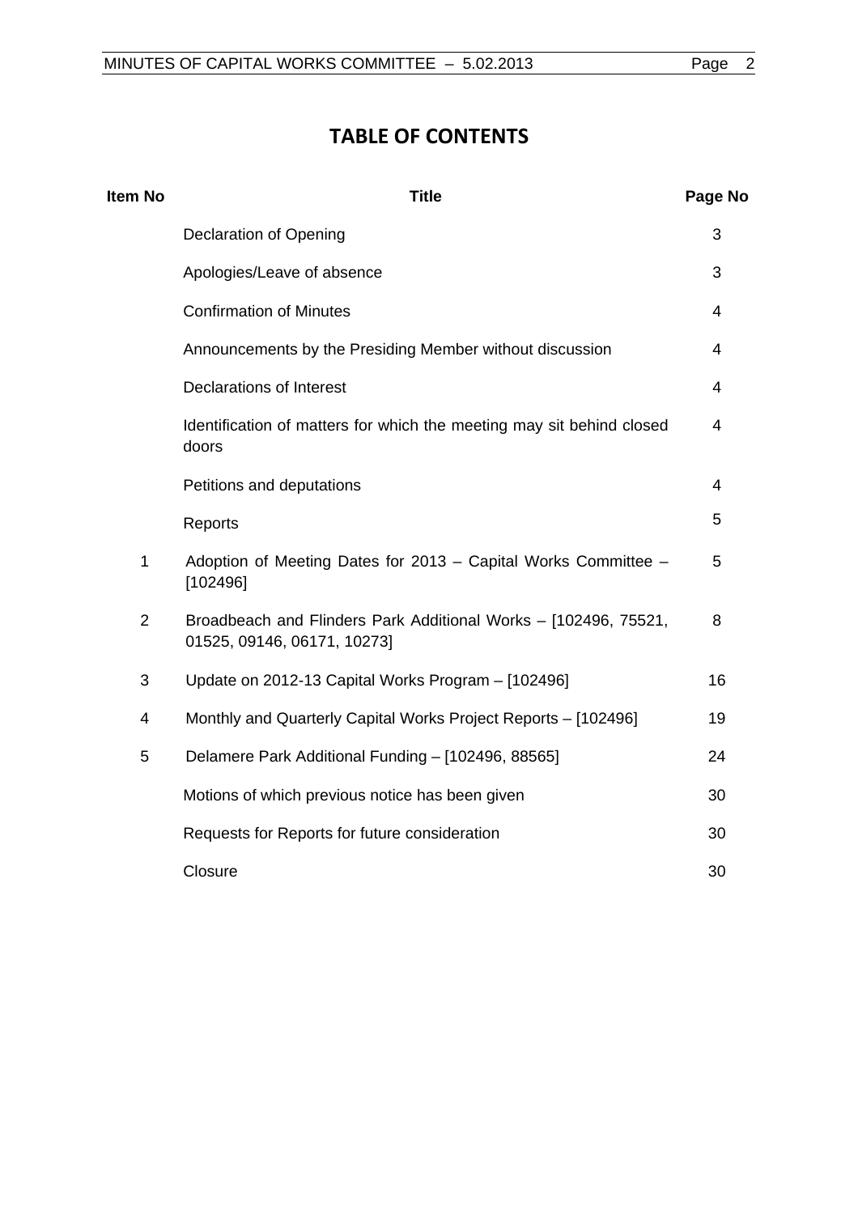# TABLE OF CONTENTS

| Item No | Title | Page No |
|---|---|---|
| | Declaration of Opening | 3 |
| | Apologies/Leave of absence | 3 |
| | Confirmation of Minutes | 4 |
| | Announcements by the Presiding Member without discussion | 4 |
| | Declarations of Interest | 4 |
| | Identification of matters for which the meeting may sit behind closed doors | 4 |
| | Petitions and deputations | 4 |
| | Reports | 5 |
| 1 | Adoption of Meeting Dates for 2013 – Capital Works Committee – [102496] | 5 |
| 2 | Broadbeach and Flinders Park Additional Works – [102496, 75521, 01525, 09146, 06171, 10273] | 8 |
| 3 | Update on 2012-13 Capital Works Program – [102496] | 16 |
| 4 | Monthly and Quarterly Capital Works Project Reports – [102496] | 19 |
| 5 | Delamere Park Additional Funding – [102496, 88565] | 24 |
| | Motions of which previous notice has been given | 30 |
| | Requests for Reports for future consideration | 30 |
| | Closure | 30 |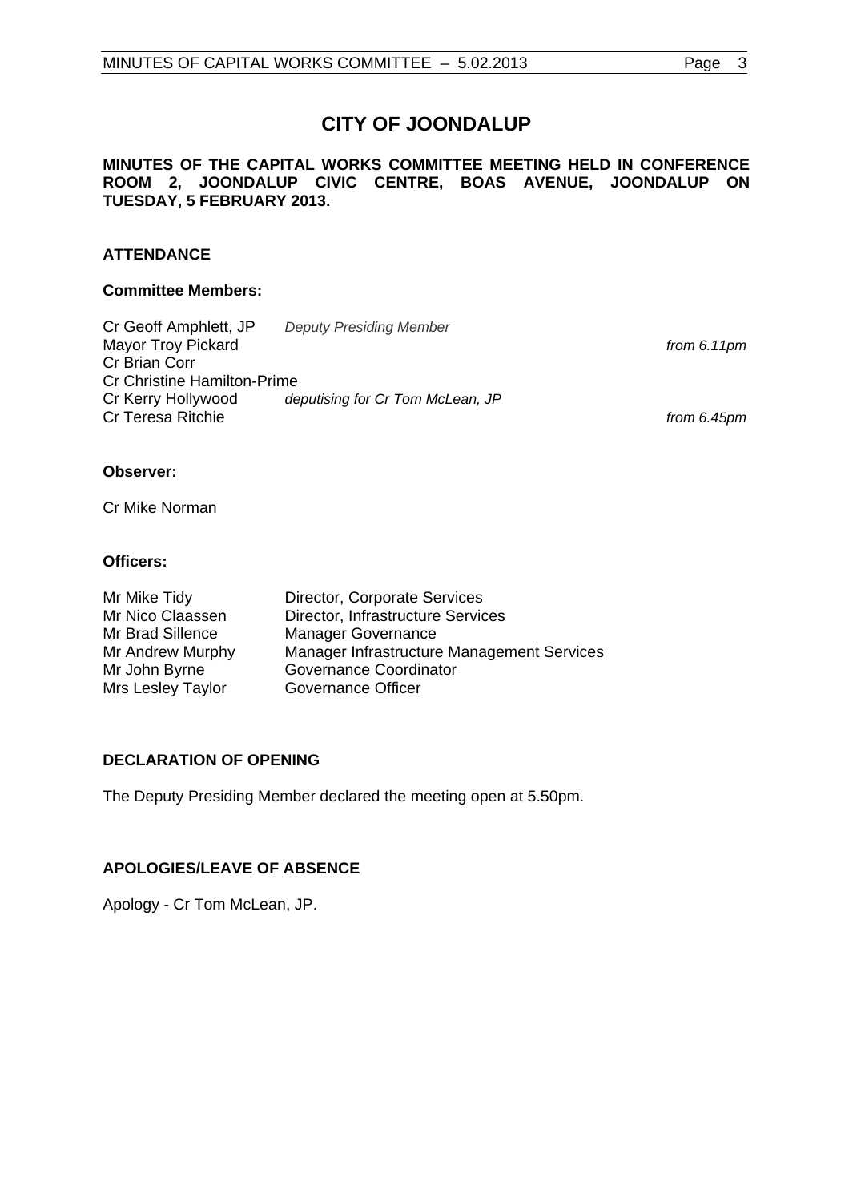# CITY OF JOONDALUP

**MINUTES OF THE CAPITAL WORKS COMMITTEE MEETING HELD IN CONFERENCE ROOM 2, JOONDALUP CIVIC CENTRE, BOAS AVENUE, JOONDALUP ON TUESDAY, 5 FEBRUARY 2013.**

## ATTENDANCE

### Committee Members:

| | | |
|---|---|---|
| Cr Geoff Amphlett, JP | *Deputy Presiding Member* | |
| Mayor Troy Pickard | | *from 6.11pm* |
| Cr Brian Corr | | |
| Cr Christine Hamilton-Prime | | |
| Cr Kerry Hollywood | *deputising for Cr Tom McLean, JP* | |
| Cr Teresa Ritchie | | *from 6.45pm* |

### Observer:

Cr Mike Norman

### Officers:

| | |
|---|---|
| Mr Mike Tidy | Director, Corporate Services |
| Mr Nico Claassen | Director, Infrastructure Services |
| Mr Brad Sillence | Manager Governance |
| Mr Andrew Murphy | Manager Infrastructure Management Services |
| Mr John Byrne | Governance Coordinator |
| Mrs Lesley Taylor | Governance Officer |

## DECLARATION OF OPENING

The Deputy Presiding Member declared the meeting open at 5.50pm.

## APOLOGIES/LEAVE OF ABSENCE

Apology - Cr Tom McLean, JP.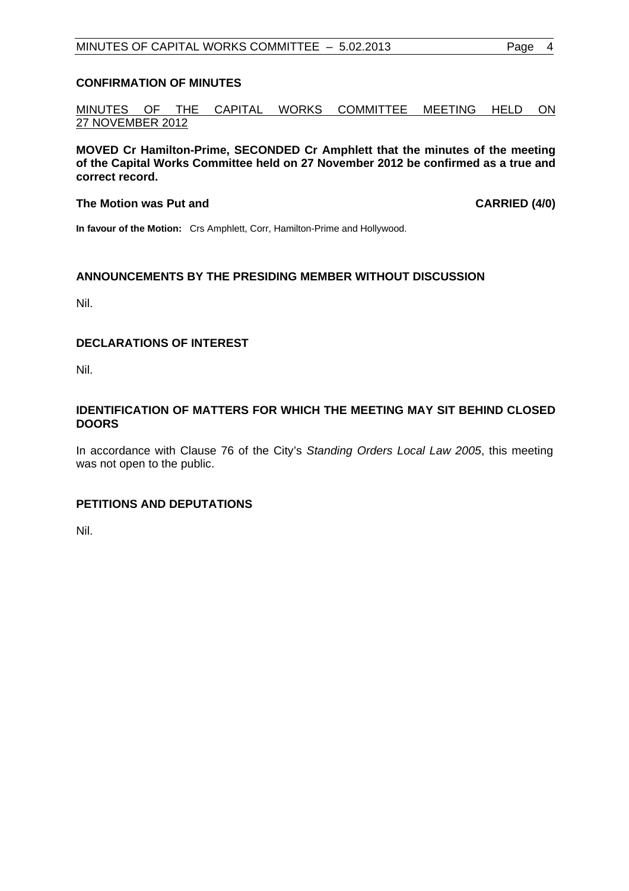## CONFIRMATION OF MINUTES

MINUTES OF THE CAPITAL WORKS COMMITTEE MEETING HELD ON 27 NOVEMBER 2012

**MOVED Cr Hamilton-Prime, SECONDED Cr Amphlett that the minutes of the meeting of the Capital Works Committee held on 27 November 2012 be confirmed as a true and correct record.**

**The Motion was Put and CARRIED (4/0)**

**In favour of the Motion:** Crs Amphlett, Corr, Hamilton-Prime and Hollywood.

## ANNOUNCEMENTS BY THE PRESIDING MEMBER WITHOUT DISCUSSION

Nil.

## DECLARATIONS OF INTEREST

Nil.

## IDENTIFICATION OF MATTERS FOR WHICH THE MEETING MAY SIT BEHIND CLOSED DOORS

In accordance with Clause 76 of the City's *Standing Orders Local Law 2005*, this meeting was not open to the public.

## PETITIONS AND DEPUTATIONS

Nil.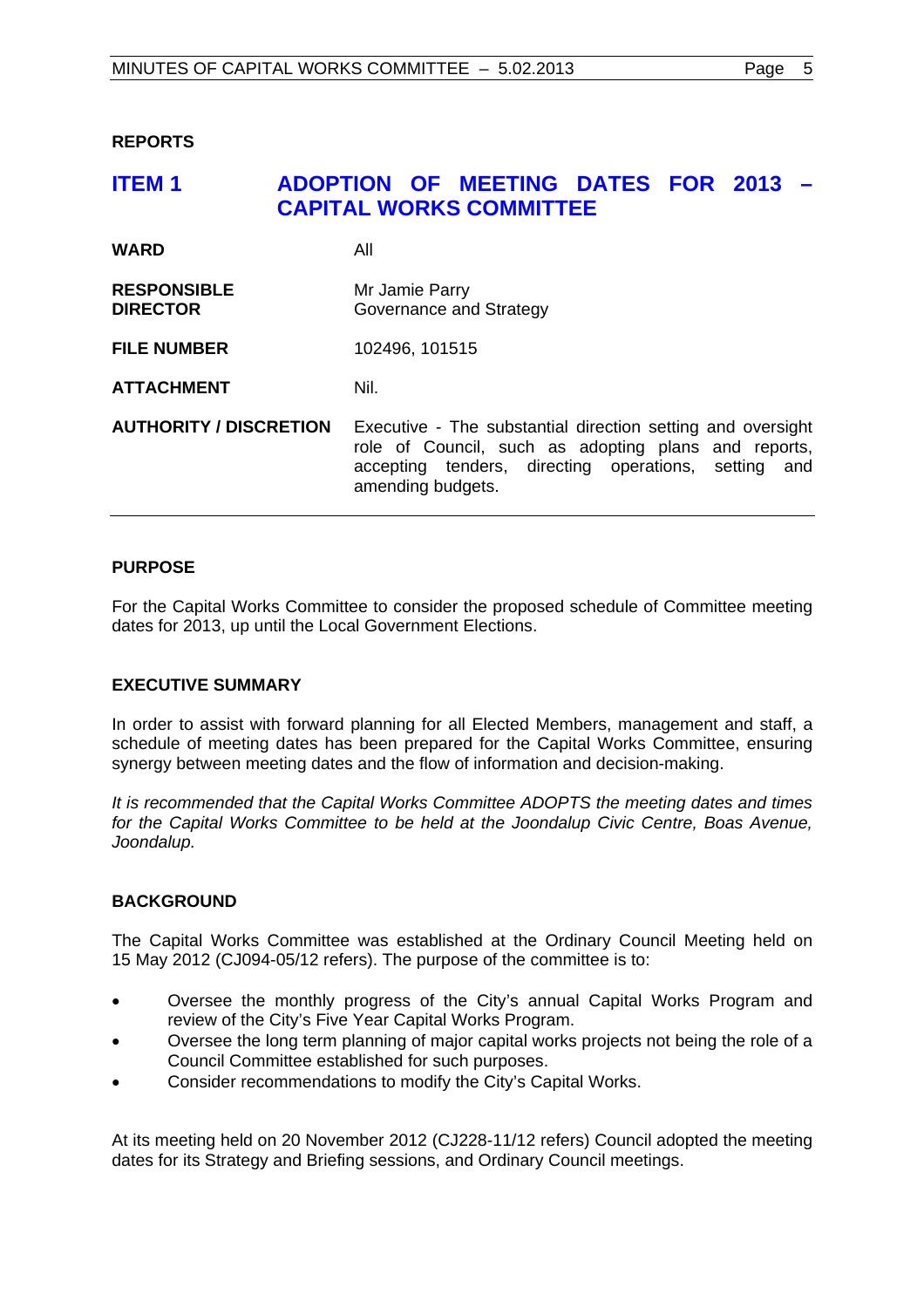## REPORTS

## ITEM 1 ADOPTION OF MEETING DATES FOR 2013 – CAPITAL WORKS COMMITTEE

| | |
|---|---|
| **WARD** | All |
| **RESPONSIBLE DIRECTOR** | Mr Jamie Parry<br>Governance and Strategy |
| **FILE NUMBER** | 102496, 101515 |
| **ATTACHMENT** | Nil. |
| **AUTHORITY / DISCRETION** | Executive - The substantial direction setting and oversight role of Council, such as adopting plans and reports, accepting tenders, directing operations, setting and amending budgets. |

### PURPOSE

For the Capital Works Committee to consider the proposed schedule of Committee meeting dates for 2013, up until the Local Government Elections.

### EXECUTIVE SUMMARY

In order to assist with forward planning for all Elected Members, management and staff, a schedule of meeting dates has been prepared for the Capital Works Committee, ensuring synergy between meeting dates and the flow of information and decision-making.

*It is recommended that the Capital Works Committee ADOPTS the meeting dates and times for the Capital Works Committee to be held at the Joondalup Civic Centre, Boas Avenue, Joondalup.*

### BACKGROUND

The Capital Works Committee was established at the Ordinary Council Meeting held on 15 May 2012 (CJ094-05/12 refers). The purpose of the committee is to:

- Oversee the monthly progress of the City's annual Capital Works Program and review of the City's Five Year Capital Works Program.
- Oversee the long term planning of major capital works projects not being the role of a Council Committee established for such purposes.
- Consider recommendations to modify the City's Capital Works.

At its meeting held on 20 November 2012 (CJ228-11/12 refers) Council adopted the meeting dates for its Strategy and Briefing sessions, and Ordinary Council meetings.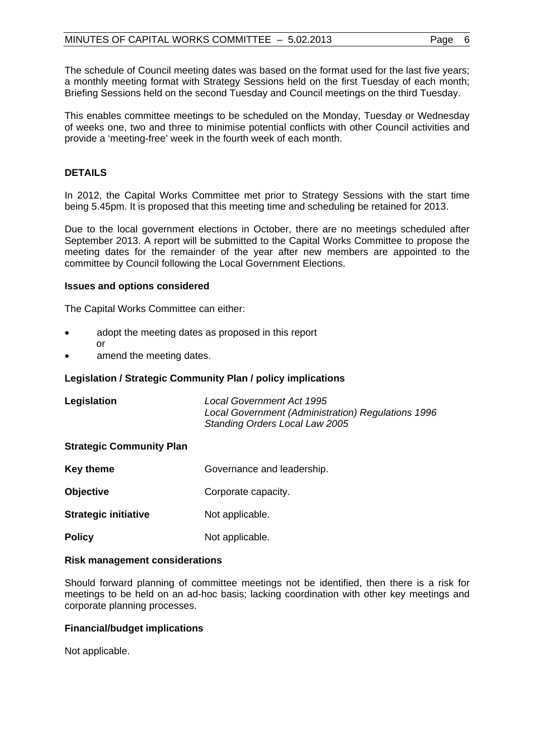The schedule of Council meeting dates was based on the format used for the last five years; a monthly meeting format with Strategy Sessions held on the first Tuesday of each month; Briefing Sessions held on the second Tuesday and Council meetings on the third Tuesday.

This enables committee meetings to be scheduled on the Monday, Tuesday or Wednesday of weeks one, two and three to minimise potential conflicts with other Council activities and provide a 'meeting-free' week in the fourth week of each month.

## DETAILS

In 2012, the Capital Works Committee met prior to Strategy Sessions with the start time being 5.45pm. It is proposed that this meeting time and scheduling be retained for 2013.

Due to the local government elections in October, there are no meetings scheduled after September 2013. A report will be submitted to the Capital Works Committee to propose the meeting dates for the remainder of the year after new members are appointed to the committee by Council following the Local Government Elections.

### Issues and options considered

The Capital Works Committee can either:

- adopt the meeting dates as proposed in this report
  or
- amend the meeting dates.

### Legislation / Strategic Community Plan / policy implications

**Legislation** *Local Government Act 1995*
*Local Government (Administration) Regulations 1996*
*Standing Orders Local Law 2005*

**Strategic Community Plan**

**Key theme** Governance and leadership.

**Objective** Corporate capacity.

**Strategic initiative** Not applicable.

**Policy** Not applicable.

### Risk management considerations

Should forward planning of committee meetings not be identified, then there is a risk for meetings to be held on an ad-hoc basis; lacking coordination with other key meetings and corporate planning processes.

### Financial/budget implications

Not applicable.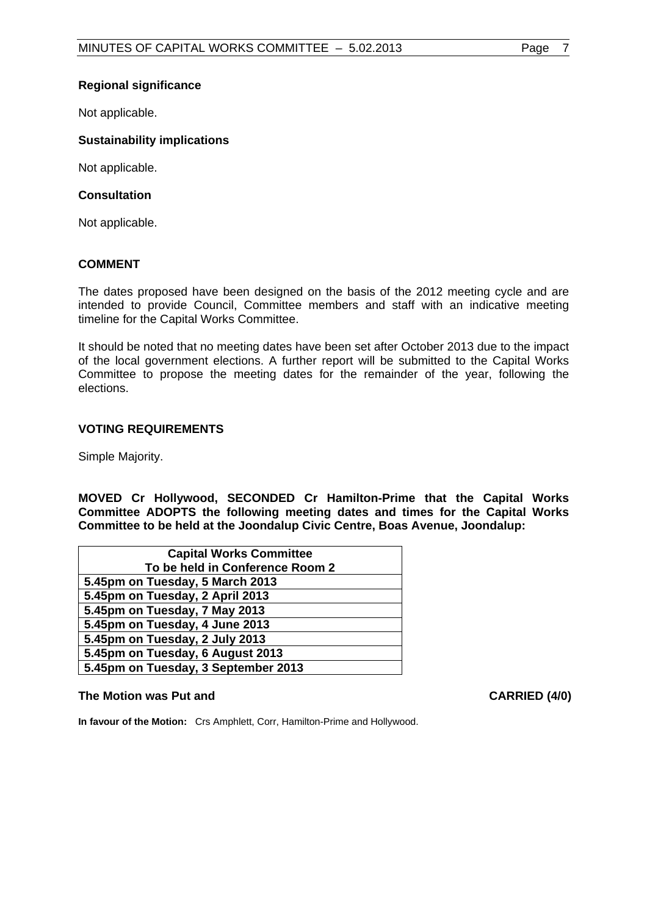**Regional significance**

Not applicable.

**Sustainability implications**

Not applicable.

**Consultation**

Not applicable.

**COMMENT**

The dates proposed have been designed on the basis of the 2012 meeting cycle and are intended to provide Council, Committee members and staff with an indicative meeting timeline for the Capital Works Committee.

It should be noted that no meeting dates have been set after October 2013 due to the impact of the local government elections. A further report will be submitted to the Capital Works Committee to propose the meeting dates for the remainder of the year, following the elections.

**VOTING REQUIREMENTS**

Simple Majority.

**MOVED Cr Hollywood, SECONDED Cr Hamilton-Prime that the Capital Works Committee ADOPTS the following meeting dates and times for the Capital Works Committee to be held at the Joondalup Civic Centre, Boas Avenue, Joondalup:**

| **Capital Works Committee To be held in Conference Room 2** |
|---|
| **5.45pm on Tuesday, 5 March 2013** |
| **5.45pm on Tuesday, 2 April 2013** |
| **5.45pm on Tuesday, 7 May 2013** |
| **5.45pm on Tuesday, 4 June 2013** |
| **5.45pm on Tuesday, 2 July 2013** |
| **5.45pm on Tuesday, 6 August 2013** |
| **5.45pm on Tuesday, 3 September 2013** |

**The Motion was Put and CARRIED (4/0)**

**In favour of the Motion:** Crs Amphlett, Corr, Hamilton-Prime and Hollywood.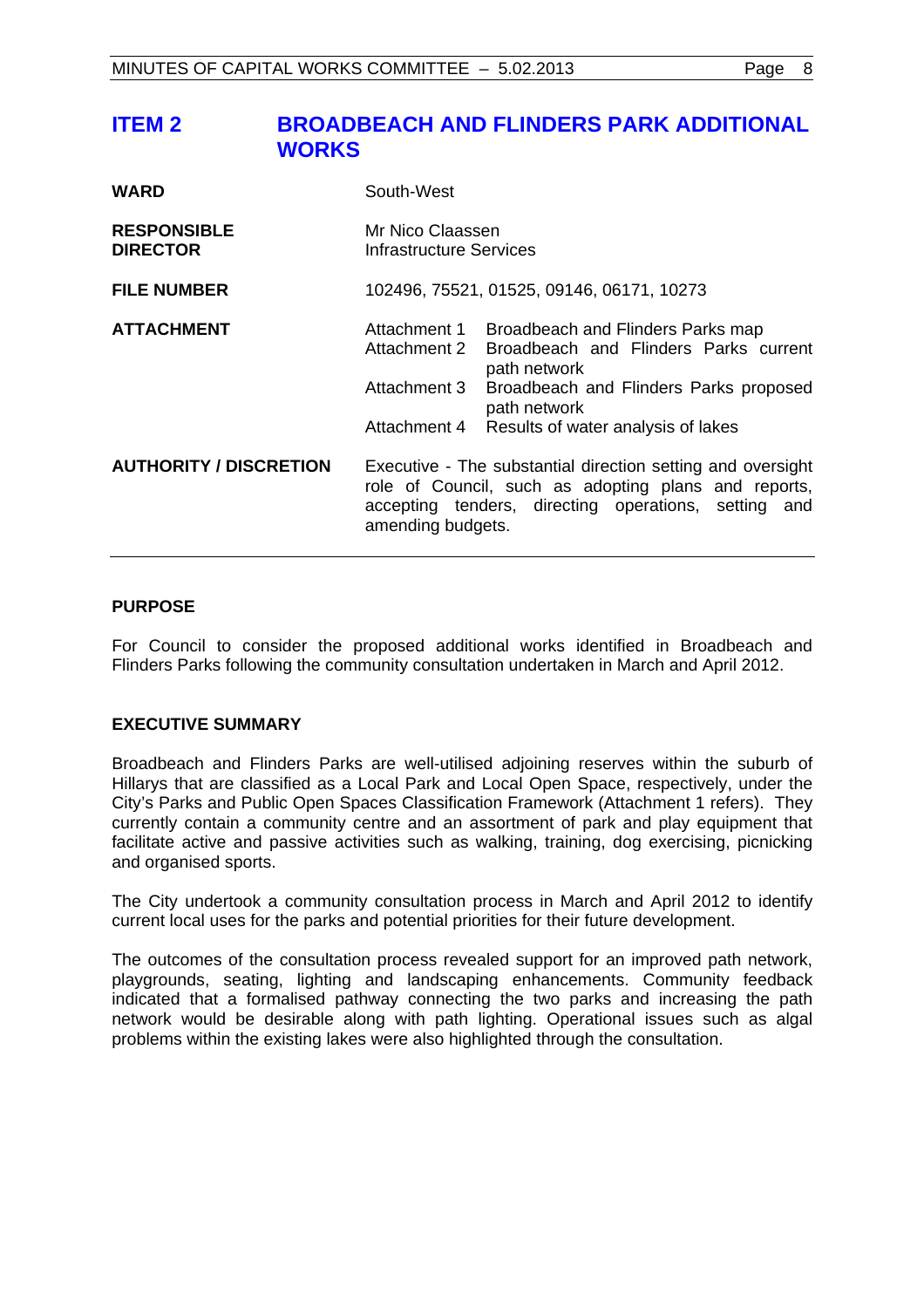# ITEM 2 BROADBEACH AND FLINDERS PARK ADDITIONAL WORKS

| | |
|---|---|
| **WARD** | South-West |
| **RESPONSIBLE DIRECTOR** | Mr Nico Claassen<br>Infrastructure Services |
| **FILE NUMBER** | 102496, 75521, 01525, 09146, 06171, 10273 |
| **ATTACHMENT** | Attachment 1 Broadbeach and Flinders Parks map<br>Attachment 2 Broadbeach and Flinders Parks current path network<br>Attachment 3 Broadbeach and Flinders Parks proposed path network<br>Attachment 4 Results of water analysis of lakes |
| **AUTHORITY / DISCRETION** | Executive - The substantial direction setting and oversight role of Council, such as adopting plans and reports, accepting tenders, directing operations, setting and amending budgets. |

## PURPOSE

For Council to consider the proposed additional works identified in Broadbeach and Flinders Parks following the community consultation undertaken in March and April 2012.

## EXECUTIVE SUMMARY

Broadbeach and Flinders Parks are well-utilised adjoining reserves within the suburb of Hillarys that are classified as a Local Park and Local Open Space, respectively, under the City's Parks and Public Open Spaces Classification Framework (Attachment 1 refers). They currently contain a community centre and an assortment of park and play equipment that facilitate active and passive activities such as walking, training, dog exercising, picnicking and organised sports.

The City undertook a community consultation process in March and April 2012 to identify current local uses for the parks and potential priorities for their future development.

The outcomes of the consultation process revealed support for an improved path network, playgrounds, seating, lighting and landscaping enhancements. Community feedback indicated that a formalised pathway connecting the two parks and increasing the path network would be desirable along with path lighting. Operational issues such as algal problems within the existing lakes were also highlighted through the consultation.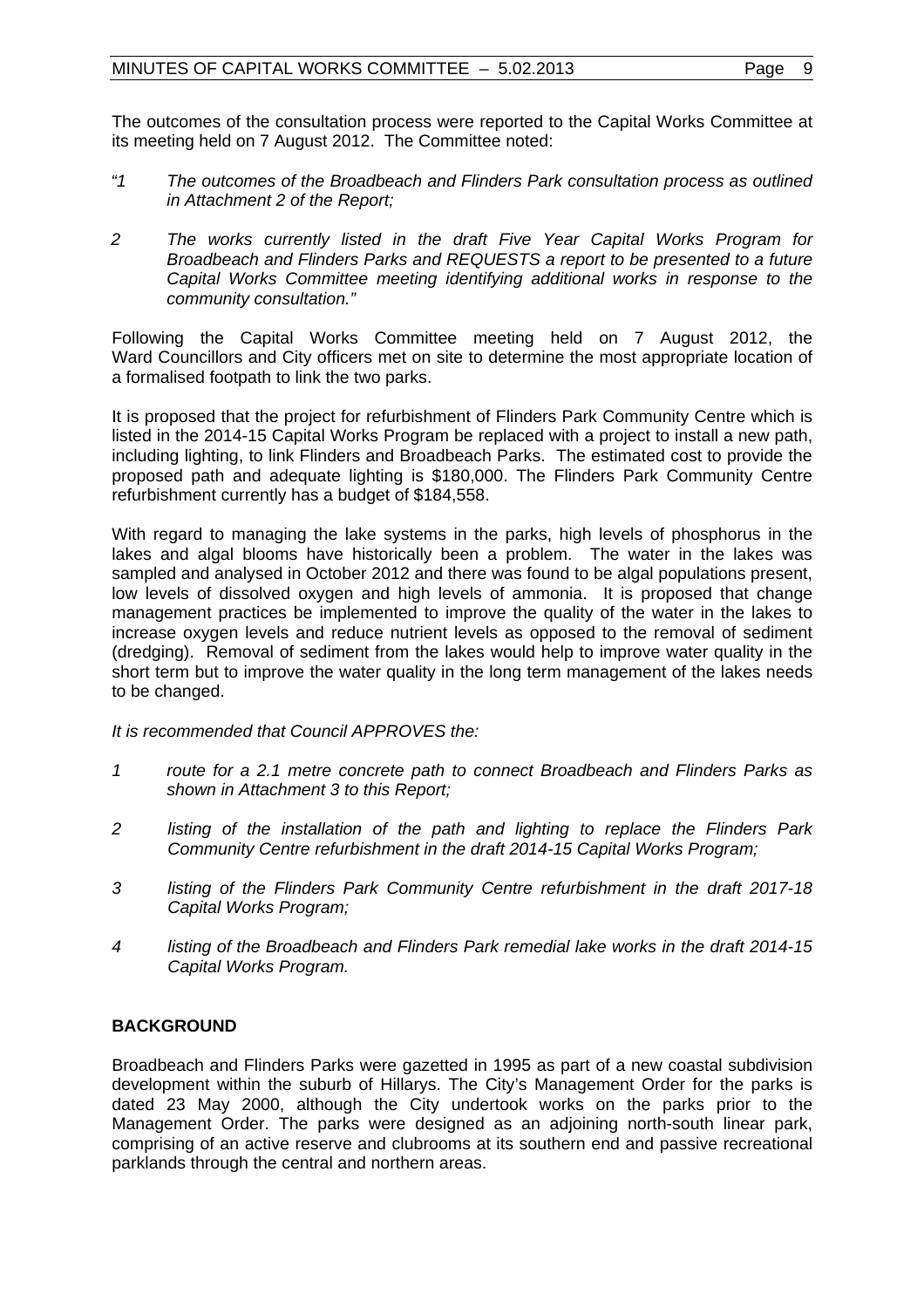The outcomes of the consultation process were reported to the Capital Works Committee at its meeting held on 7 August 2012. The Committee noted:

*"1 The outcomes of the Broadbeach and Flinders Park consultation process as outlined in Attachment 2 of the Report;*

*2 The works currently listed in the draft Five Year Capital Works Program for Broadbeach and Flinders Parks and REQUESTS a report to be presented to a future Capital Works Committee meeting identifying additional works in response to the community consultation."*

Following the Capital Works Committee meeting held on 7 August 2012, the Ward Councillors and City officers met on site to determine the most appropriate location of a formalised footpath to link the two parks.

It is proposed that the project for refurbishment of Flinders Park Community Centre which is listed in the 2014-15 Capital Works Program be replaced with a project to install a new path, including lighting, to link Flinders and Broadbeach Parks. The estimated cost to provide the proposed path and adequate lighting is $180,000. The Flinders Park Community Centre refurbishment currently has a budget of $184,558.

With regard to managing the lake systems in the parks, high levels of phosphorus in the lakes and algal blooms have historically been a problem. The water in the lakes was sampled and analysed in October 2012 and there was found to be algal populations present, low levels of dissolved oxygen and high levels of ammonia. It is proposed that change management practices be implemented to improve the quality of the water in the lakes to increase oxygen levels and reduce nutrient levels as opposed to the removal of sediment (dredging). Removal of sediment from the lakes would help to improve water quality in the short term but to improve the water quality in the long term management of the lakes needs to be changed.

*It is recommended that Council APPROVES the:*

*1 route for a 2.1 metre concrete path to connect Broadbeach and Flinders Parks as shown in Attachment 3 to this Report;*

*2 listing of the installation of the path and lighting to replace the Flinders Park Community Centre refurbishment in the draft 2014-15 Capital Works Program;*

*3 listing of the Flinders Park Community Centre refurbishment in the draft 2017-18 Capital Works Program;*

*4 listing of the Broadbeach and Flinders Park remedial lake works in the draft 2014-15 Capital Works Program.*

## BACKGROUND

Broadbeach and Flinders Parks were gazetted in 1995 as part of a new coastal subdivision development within the suburb of Hillarys. The City's Management Order for the parks is dated 23 May 2000, although the City undertook works on the parks prior to the Management Order. The parks were designed as an adjoining north-south linear park, comprising of an active reserve and clubrooms at its southern end and passive recreational parklands through the central and northern areas.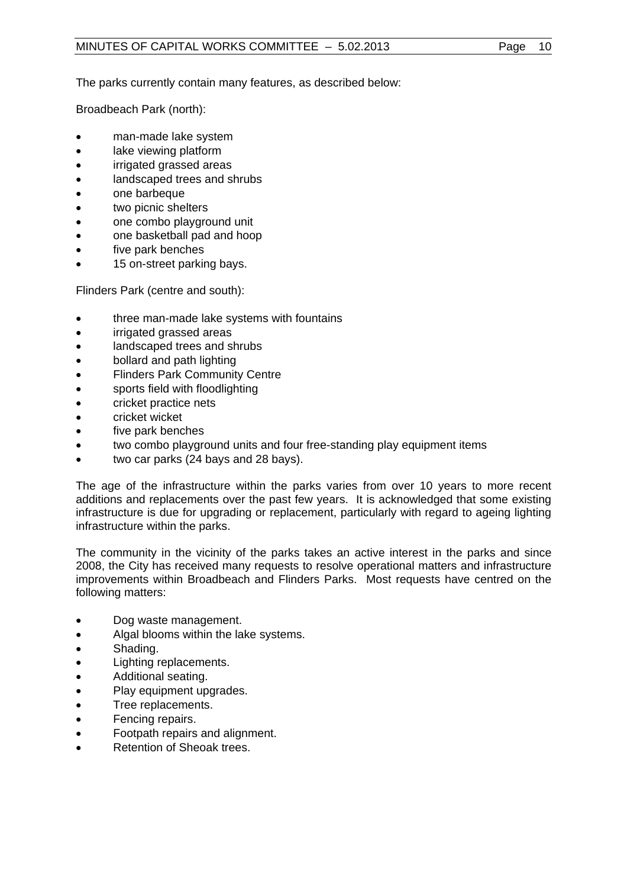The parks currently contain many features, as described below:

Broadbeach Park (north):

- man-made lake system
- lake viewing platform
- irrigated grassed areas
- landscaped trees and shrubs
- one barbeque
- two picnic shelters
- one combo playground unit
- one basketball pad and hoop
- five park benches
- 15 on-street parking bays.

Flinders Park (centre and south):

- three man-made lake systems with fountains
- irrigated grassed areas
- landscaped trees and shrubs
- bollard and path lighting
- Flinders Park Community Centre
- sports field with floodlighting
- cricket practice nets
- cricket wicket
- five park benches
- two combo playground units and four free-standing play equipment items
- two car parks (24 bays and 28 bays).

The age of the infrastructure within the parks varies from over 10 years to more recent additions and replacements over the past few years. It is acknowledged that some existing infrastructure is due for upgrading or replacement, particularly with regard to ageing lighting infrastructure within the parks.

The community in the vicinity of the parks takes an active interest in the parks and since 2008, the City has received many requests to resolve operational matters and infrastructure improvements within Broadbeach and Flinders Parks. Most requests have centred on the following matters:

- Dog waste management.
- Algal blooms within the lake systems.
- Shading.
- Lighting replacements.
- Additional seating.
- Play equipment upgrades.
- Tree replacements.
- Fencing repairs.
- Footpath repairs and alignment.
- Retention of Sheoak trees.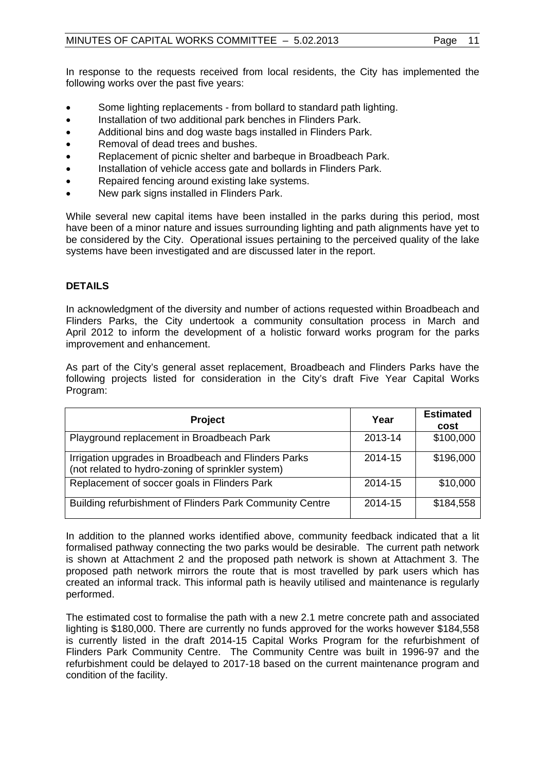In response to the requests received from local residents, the City has implemented the following works over the past five years:

- Some lighting replacements - from bollard to standard path lighting.
- Installation of two additional park benches in Flinders Park.
- Additional bins and dog waste bags installed in Flinders Park.
- Removal of dead trees and bushes.
- Replacement of picnic shelter and barbeque in Broadbeach Park.
- Installation of vehicle access gate and bollards in Flinders Park.
- Repaired fencing around existing lake systems.
- New park signs installed in Flinders Park.

While several new capital items have been installed in the parks during this period, most have been of a minor nature and issues surrounding lighting and path alignments have yet to be considered by the City. Operational issues pertaining to the perceived quality of the lake systems have been investigated and are discussed later in the report.

**DETAILS**

In acknowledgment of the diversity and number of actions requested within Broadbeach and Flinders Parks, the City undertook a community consultation process in March and April 2012 to inform the development of a holistic forward works program for the parks improvement and enhancement.

As part of the City's general asset replacement, Broadbeach and Flinders Parks have the following projects listed for consideration in the City's draft Five Year Capital Works Program:

| Project | Year | Estimated cost |
|---|---|---|
| Playground replacement in Broadbeach Park | 2013-14 | $100,000 |
| Irrigation upgrades in Broadbeach and Flinders Parks (not related to hydro-zoning of sprinkler system) | 2014-15 | $196,000 |
| Replacement of soccer goals in Flinders Park | 2014-15 | $10,000 |
| Building refurbishment of Flinders Park Community Centre | 2014-15 | $184,558 |

In addition to the planned works identified above, community feedback indicated that a lit formalised pathway connecting the two parks would be desirable. The current path network is shown at Attachment 2 and the proposed path network is shown at Attachment 3. The proposed path network mirrors the route that is most travelled by park users which has created an informal track. This informal path is heavily utilised and maintenance is regularly performed.

The estimated cost to formalise the path with a new 2.1 metre concrete path and associated lighting is $180,000. There are currently no funds approved for the works however $184,558 is currently listed in the draft 2014-15 Capital Works Program for the refurbishment of Flinders Park Community Centre. The Community Centre was built in 1996-97 and the refurbishment could be delayed to 2017-18 based on the current maintenance program and condition of the facility.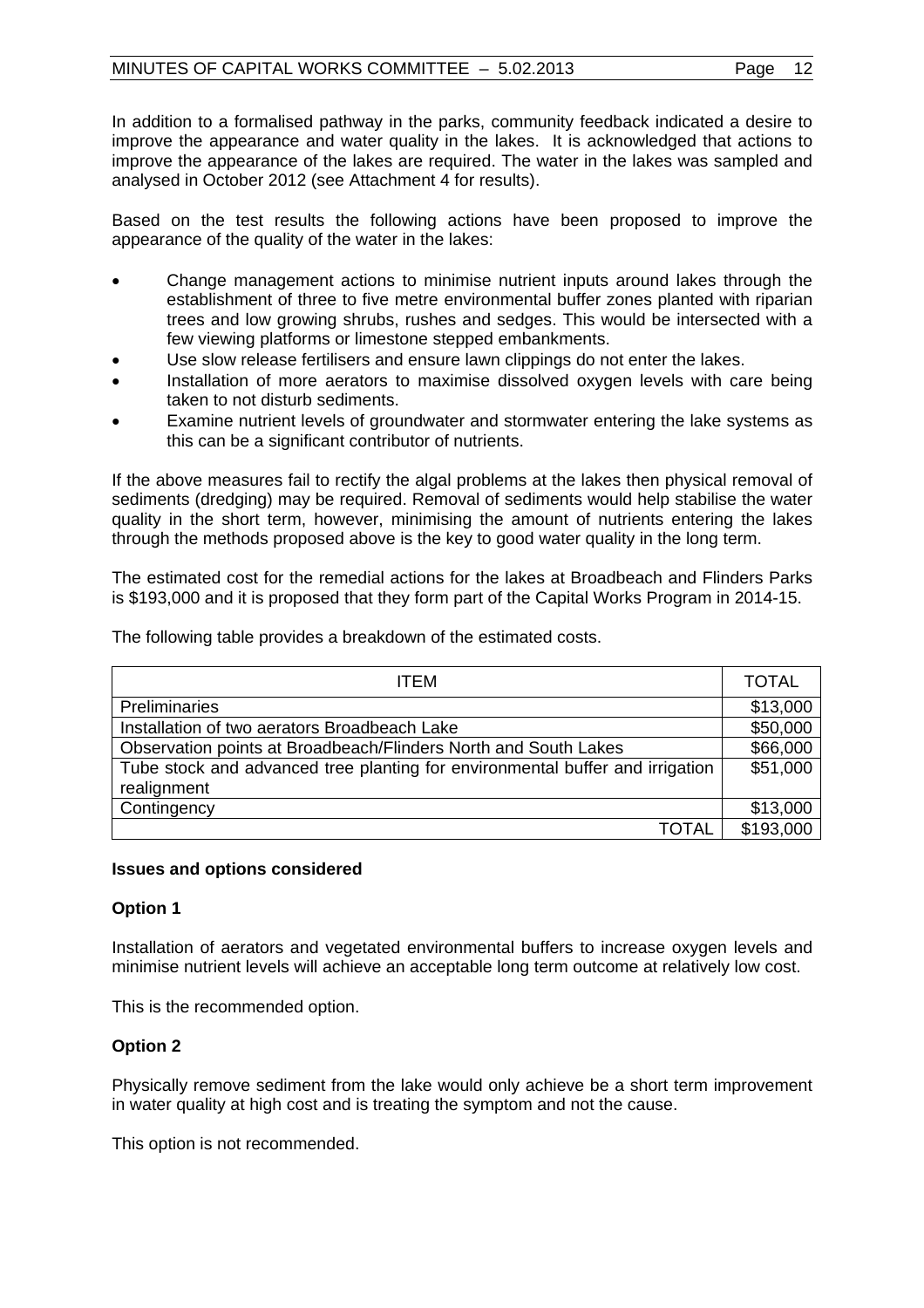In addition to a formalised pathway in the parks, community feedback indicated a desire to improve the appearance and water quality in the lakes. It is acknowledged that actions to improve the appearance of the lakes are required. The water in the lakes was sampled and analysed in October 2012 (see Attachment 4 for results).

Based on the test results the following actions have been proposed to improve the appearance of the quality of the water in the lakes:

- Change management actions to minimise nutrient inputs around lakes through the establishment of three to five metre environmental buffer zones planted with riparian trees and low growing shrubs, rushes and sedges. This would be intersected with a few viewing platforms or limestone stepped embankments.
- Use slow release fertilisers and ensure lawn clippings do not enter the lakes.
- Installation of more aerators to maximise dissolved oxygen levels with care being taken to not disturb sediments.
- Examine nutrient levels of groundwater and stormwater entering the lake systems as this can be a significant contributor of nutrients.

If the above measures fail to rectify the algal problems at the lakes then physical removal of sediments (dredging) may be required. Removal of sediments would help stabilise the water quality in the short term, however, minimising the amount of nutrients entering the lakes through the methods proposed above is the key to good water quality in the long term.

The estimated cost for the remedial actions for the lakes at Broadbeach and Flinders Parks is $193,000 and it is proposed that they form part of the Capital Works Program in 2014-15.

The following table provides a breakdown of the estimated costs.

| ITEM | TOTAL |
|---|---|
| Preliminaries | $13,000 |
| Installation of two aerators Broadbeach Lake | $50,000 |
| Observation points at Broadbeach/Flinders North and South Lakes | $66,000 |
| Tube stock and advanced tree planting for environmental buffer and irrigation realignment | $51,000 |
| Contingency | $13,000 |
| TOTAL | $193,000 |

**Issues and options considered**

**Option 1**

Installation of aerators and vegetated environmental buffers to increase oxygen levels and minimise nutrient levels will achieve an acceptable long term outcome at relatively low cost.

This is the recommended option.

**Option 2**

Physically remove sediment from the lake would only achieve be a short term improvement in water quality at high cost and is treating the symptom and not the cause.

This option is not recommended.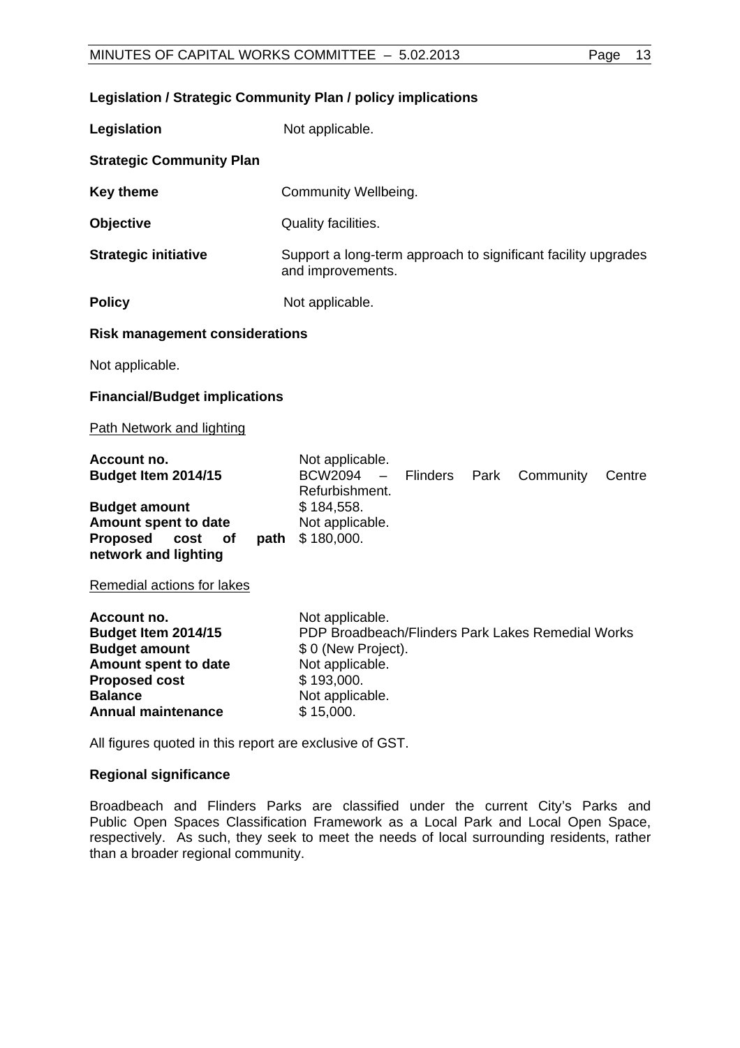**Legislation / Strategic Community Plan / policy implications**

**Legislation** Not applicable.

**Strategic Community Plan**

**Key theme** Community Wellbeing.

**Objective** Quality facilities.

**Strategic initiative** Support a long-term approach to significant facility upgrades and improvements.

**Policy** Not applicable.

**Risk management considerations**

Not applicable.

**Financial/Budget implications**

Path Network and lighting

| | |
|---|---|
| **Account no.** | Not applicable. |
| **Budget Item 2014/15** | BCW2094 – Flinders Park Community Centre Refurbishment. |
| **Budget amount** | $ 184,558. |
| **Amount spent to date** | Not applicable. |
| **Proposed cost of path network and lighting** | $ 180,000. |

Remedial actions for lakes

| | |
|---|---|
| **Account no.** | Not applicable. |
| **Budget Item 2014/15** | PDP Broadbeach/Flinders Park Lakes Remedial Works |
| **Budget amount** | $ 0 (New Project). |
| **Amount spent to date** | Not applicable. |
| **Proposed cost** | $ 193,000. |
| **Balance** | Not applicable. |
| **Annual maintenance** | $ 15,000. |

All figures quoted in this report are exclusive of GST.

**Regional significance**

Broadbeach and Flinders Parks are classified under the current City's Parks and Public Open Spaces Classification Framework as a Local Park and Local Open Space, respectively. As such, they seek to meet the needs of local surrounding residents, rather than a broader regional community.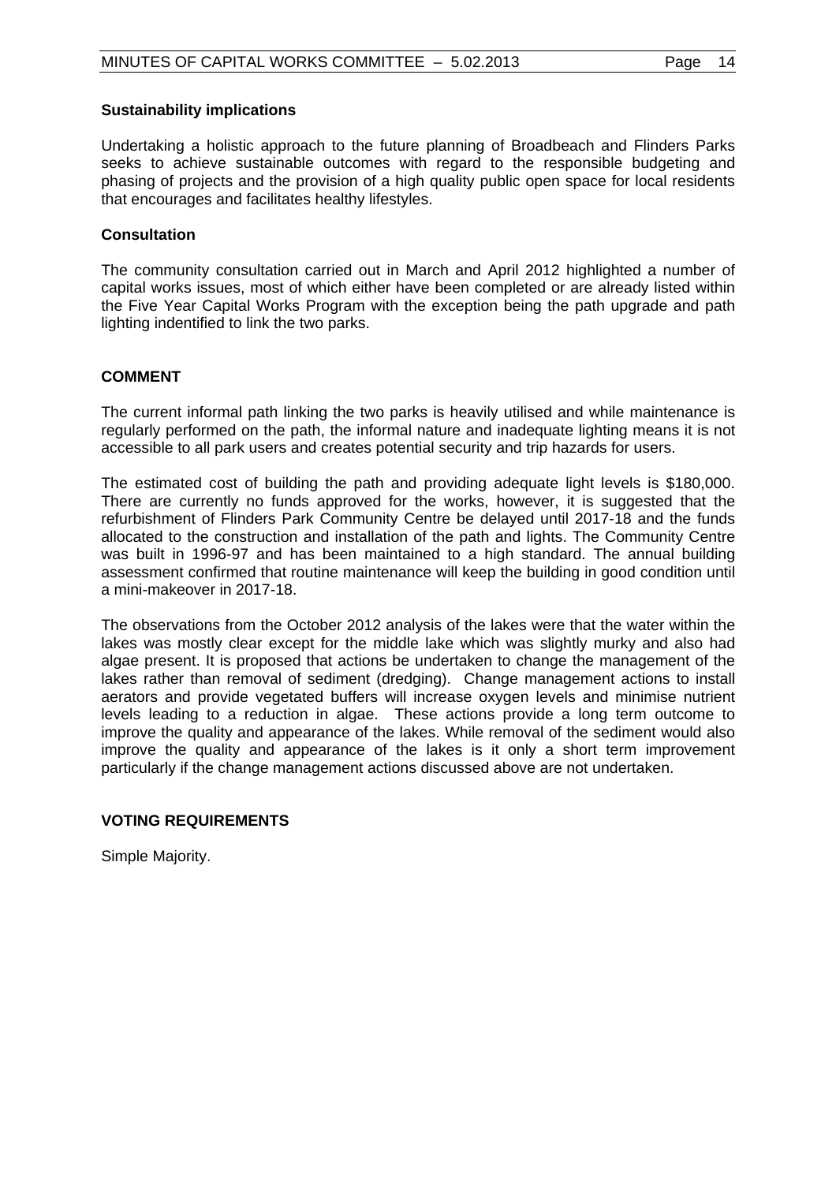### Sustainability implications

Undertaking a holistic approach to the future planning of Broadbeach and Flinders Parks seeks to achieve sustainable outcomes with regard to the responsible budgeting and phasing of projects and the provision of a high quality public open space for local residents that encourages and facilitates healthy lifestyles.

### Consultation

The community consultation carried out in March and April 2012 highlighted a number of capital works issues, most of which either have been completed or are already listed within the Five Year Capital Works Program with the exception being the path upgrade and path lighting indentified to link the two parks.

## COMMENT

The current informal path linking the two parks is heavily utilised and while maintenance is regularly performed on the path, the informal nature and inadequate lighting means it is not accessible to all park users and creates potential security and trip hazards for users.

The estimated cost of building the path and providing adequate light levels is $180,000. There are currently no funds approved for the works, however, it is suggested that the refurbishment of Flinders Park Community Centre be delayed until 2017-18 and the funds allocated to the construction and installation of the path and lights. The Community Centre was built in 1996-97 and has been maintained to a high standard. The annual building assessment confirmed that routine maintenance will keep the building in good condition until a mini-makeover in 2017-18.

The observations from the October 2012 analysis of the lakes were that the water within the lakes was mostly clear except for the middle lake which was slightly murky and also had algae present. It is proposed that actions be undertaken to change the management of the lakes rather than removal of sediment (dredging). Change management actions to install aerators and provide vegetated buffers will increase oxygen levels and minimise nutrient levels leading to a reduction in algae. These actions provide a long term outcome to improve the quality and appearance of the lakes. While removal of the sediment would also improve the quality and appearance of the lakes is it only a short term improvement particularly if the change management actions discussed above are not undertaken.

## VOTING REQUIREMENTS

Simple Majority.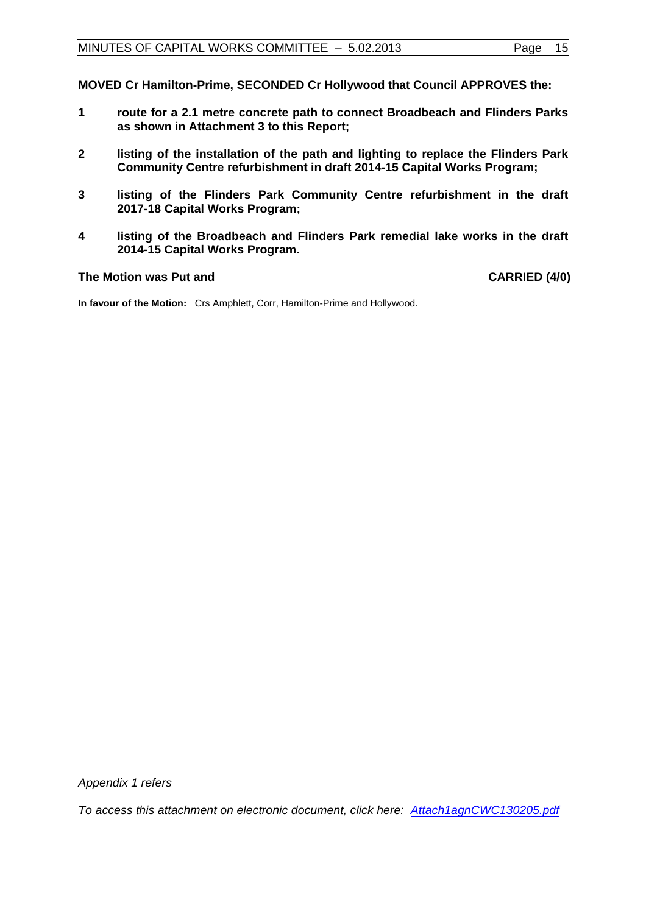**MOVED Cr Hamilton-Prime, SECONDED Cr Hollywood that Council APPROVES the:**

1. **route for a 2.1 metre concrete path to connect Broadbeach and Flinders Parks as shown in Attachment 3 to this Report;**
2. **listing of the installation of the path and lighting to replace the Flinders Park Community Centre refurbishment in draft 2014-15 Capital Works Program;**
3. **listing of the Flinders Park Community Centre refurbishment in the draft 2017-18 Capital Works Program;**
4. **listing of the Broadbeach and Flinders Park remedial lake works in the draft 2014-15 Capital Works Program.**

**The Motion was Put and** **CARRIED (4/0)**

**In favour of the Motion:** Crs Amphlett, Corr, Hamilton-Prime and Hollywood.

*Appendix 1 refers*

*To access this attachment on electronic document, click here: Attach1agnCWC130205.pdf*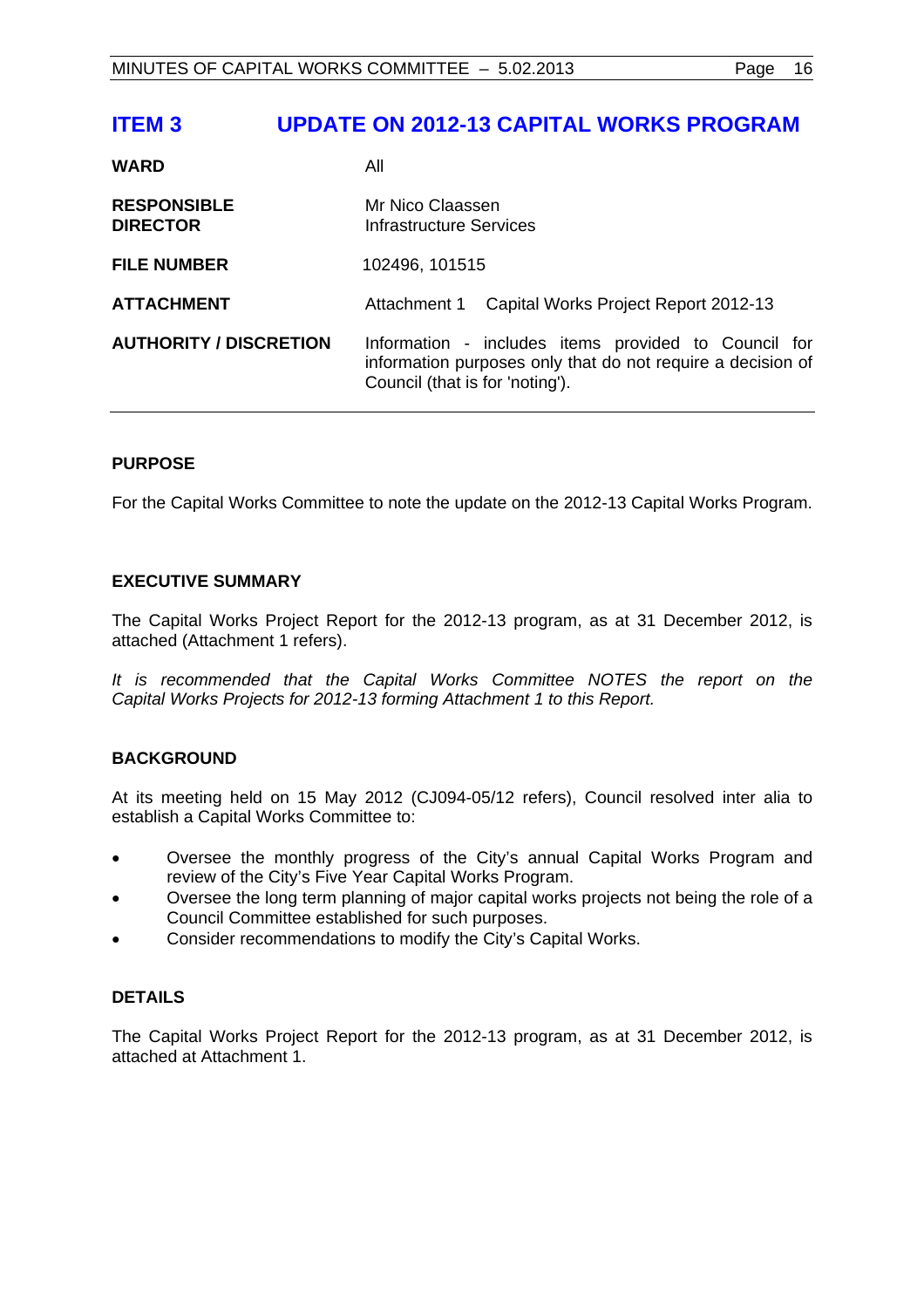# ITEM 3 UPDATE ON 2012-13 CAPITAL WORKS PROGRAM

| | |
|---|---|
| **WARD** | All |
| **RESPONSIBLE DIRECTOR** | Mr Nico Claassen<br>Infrastructure Services |
| **FILE NUMBER** | 102496, 101515 |
| **ATTACHMENT** | Attachment 1 Capital Works Project Report 2012-13 |
| **AUTHORITY / DISCRETION** | Information - includes items provided to Council for information purposes only that do not require a decision of Council (that is for 'noting'). |

## PURPOSE

For the Capital Works Committee to note the update on the 2012-13 Capital Works Program.

## EXECUTIVE SUMMARY

The Capital Works Project Report for the 2012-13 program, as at 31 December 2012, is attached (Attachment 1 refers).

*It is recommended that the Capital Works Committee NOTES the report on the Capital Works Projects for 2012-13 forming Attachment 1 to this Report.*

## BACKGROUND

At its meeting held on 15 May 2012 (CJ094-05/12 refers), Council resolved inter alia to establish a Capital Works Committee to:

- Oversee the monthly progress of the City's annual Capital Works Program and review of the City's Five Year Capital Works Program.
- Oversee the long term planning of major capital works projects not being the role of a Council Committee established for such purposes.
- Consider recommendations to modify the City's Capital Works.

## DETAILS

The Capital Works Project Report for the 2012-13 program, as at 31 December 2012, is attached at Attachment 1.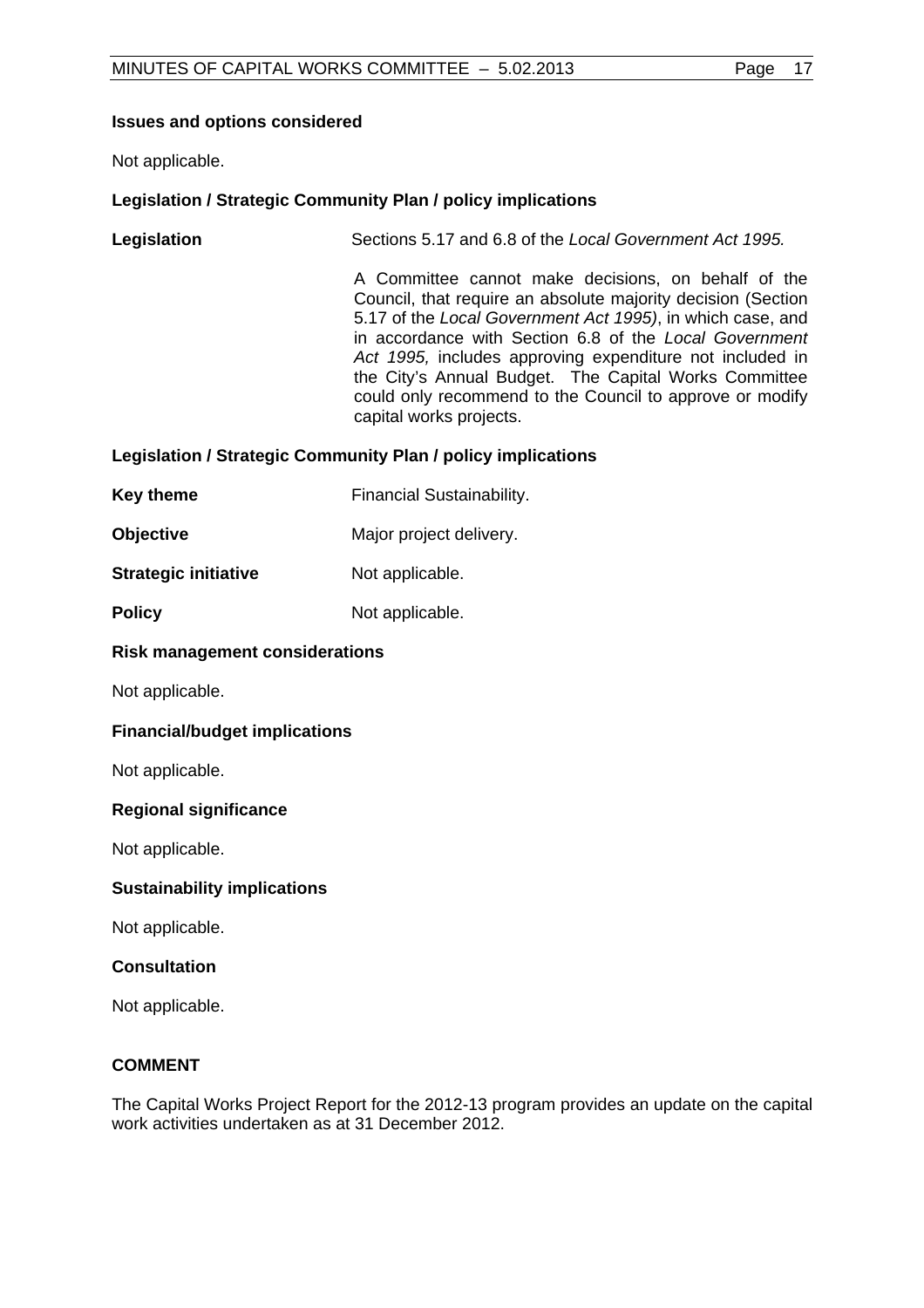**Issues and options considered**

Not applicable.

**Legislation / Strategic Community Plan / policy implications**

**Legislation** Sections 5.17 and 6.8 of the *Local Government Act 1995.*

A Committee cannot make decisions, on behalf of the Council, that require an absolute majority decision (Section 5.17 of the *Local Government Act 1995)*, in which case, and in accordance with Section 6.8 of the *Local Government Act 1995,* includes approving expenditure not included in the City's Annual Budget. The Capital Works Committee could only recommend to the Council to approve or modify capital works projects.

**Legislation / Strategic Community Plan / policy implications**

**Key theme** Financial Sustainability.

**Objective** Major project delivery.

**Strategic initiative** Not applicable.

**Policy** Not applicable.

**Risk management considerations**

Not applicable.

**Financial/budget implications**

Not applicable.

**Regional significance**

Not applicable.

**Sustainability implications**

Not applicable.

**Consultation**

Not applicable.

**COMMENT**

The Capital Works Project Report for the 2012-13 program provides an update on the capital work activities undertaken as at 31 December 2012.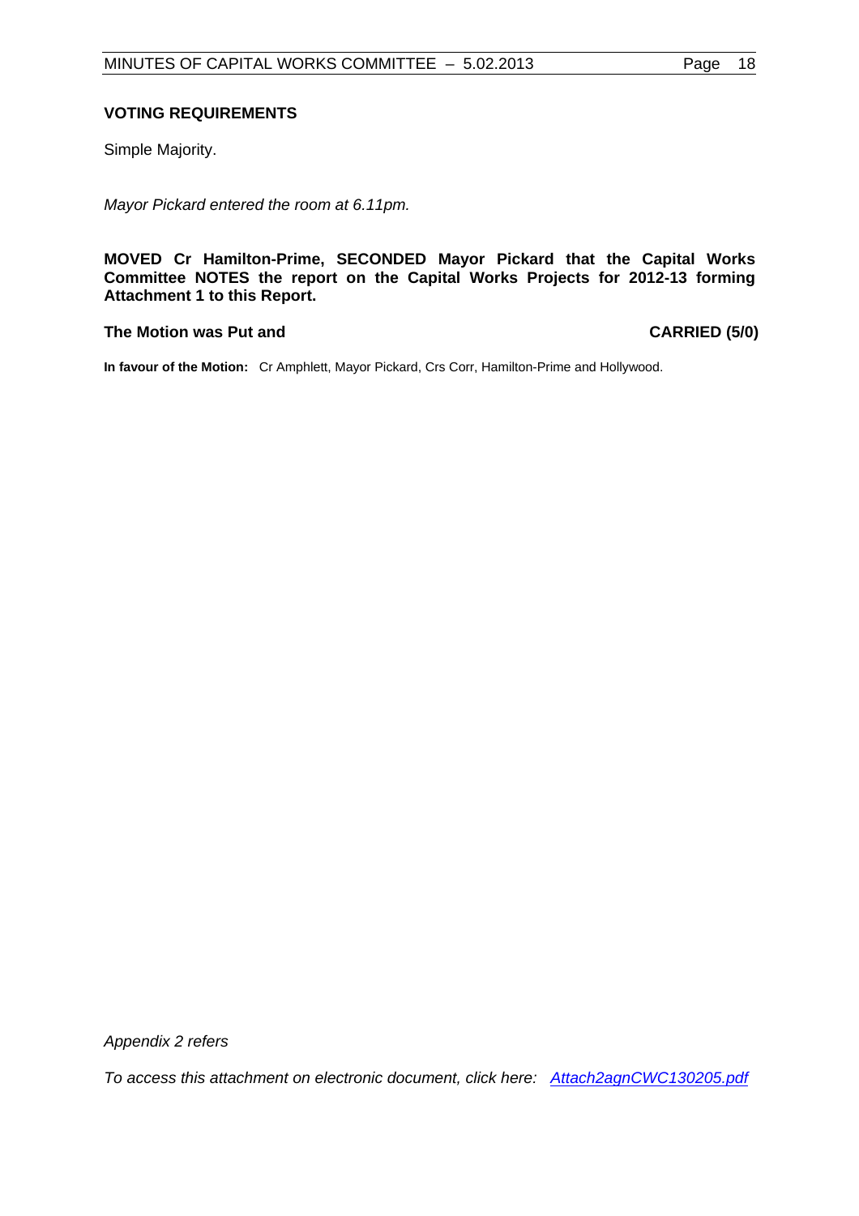### VOTING REQUIREMENTS

Simple Majority.

*Mayor Pickard entered the room at 6.11pm.*

**MOVED Cr Hamilton-Prime, SECONDED Mayor Pickard that the Capital Works Committee NOTES the report on the Capital Works Projects for 2012-13 forming Attachment 1 to this Report.**

**The Motion was Put and CARRIED (5/0)**

**In favour of the Motion:** Cr Amphlett, Mayor Pickard, Crs Corr, Hamilton-Prime and Hollywood.

*Appendix 2 refers*

*To access this attachment on electronic document, click here: Attach2agnCWC130205.pdf*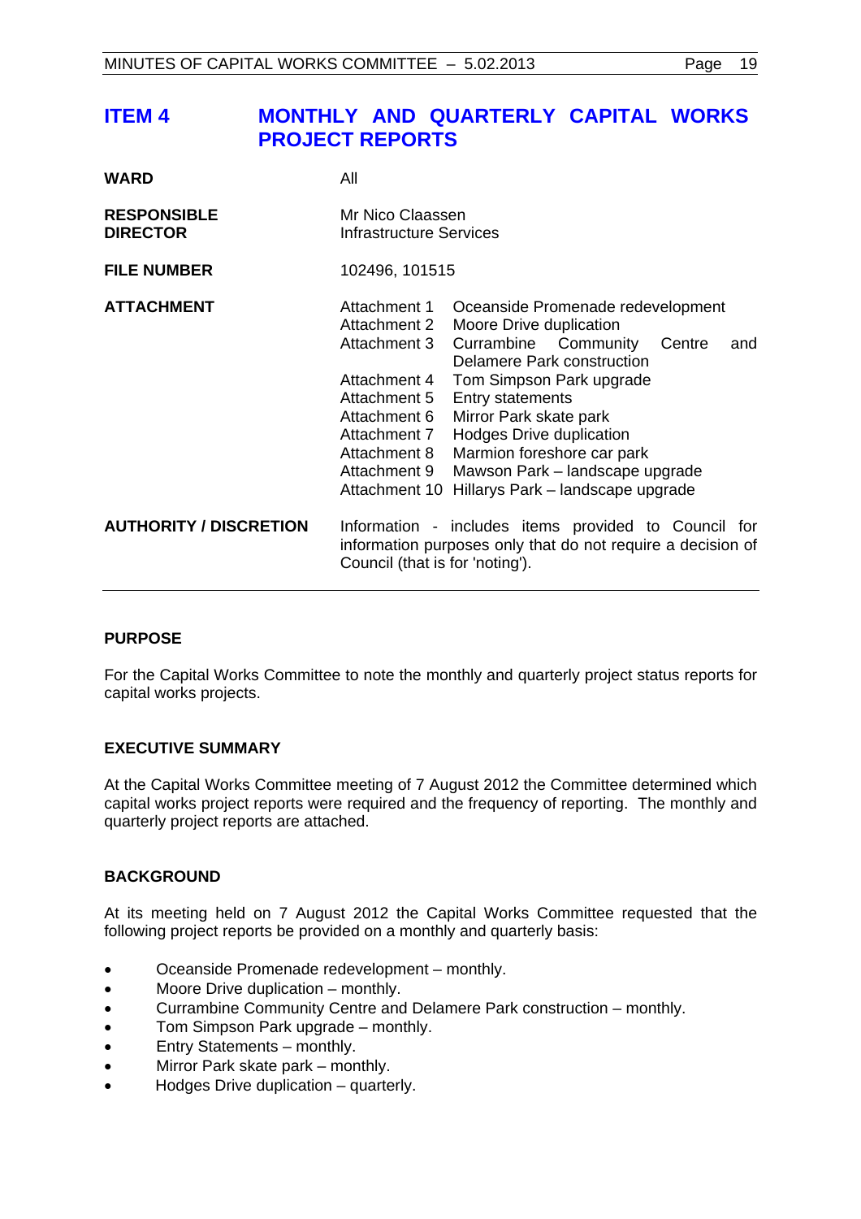## ITEM 4 MONTHLY AND QUARTERLY CAPITAL WORKS PROJECT REPORTS

| | |
|---|---|
| **WARD** | All |
| **RESPONSIBLE DIRECTOR** | Mr Nico Claassen<br>Infrastructure Services |
| **FILE NUMBER** | 102496, 101515 |
| **ATTACHMENT** | Attachment 1 Oceanside Promenade redevelopment<br>Attachment 2 Moore Drive duplication<br>Attachment 3 Currambine Community Centre and Delamere Park construction<br>Attachment 4 Tom Simpson Park upgrade<br>Attachment 5 Entry statements<br>Attachment 6 Mirror Park skate park<br>Attachment 7 Hodges Drive duplication<br>Attachment 8 Marmion foreshore car park<br>Attachment 9 Mawson Park – landscape upgrade<br>Attachment 10 Hillarys Park – landscape upgrade |
| **AUTHORITY / DISCRETION** | Information - includes items provided to Council for information purposes only that do not require a decision of Council (that is for 'noting'). |

### PURPOSE

For the Capital Works Committee to note the monthly and quarterly project status reports for capital works projects.

### EXECUTIVE SUMMARY

At the Capital Works Committee meeting of 7 August 2012 the Committee determined which capital works project reports were required and the frequency of reporting. The monthly and quarterly project reports are attached.

### BACKGROUND

At its meeting held on 7 August 2012 the Capital Works Committee requested that the following project reports be provided on a monthly and quarterly basis:

- Oceanside Promenade redevelopment – monthly.
- Moore Drive duplication – monthly.
- Currambine Community Centre and Delamere Park construction – monthly.
- Tom Simpson Park upgrade – monthly.
- Entry Statements – monthly.
- Mirror Park skate park – monthly.
- Hodges Drive duplication – quarterly.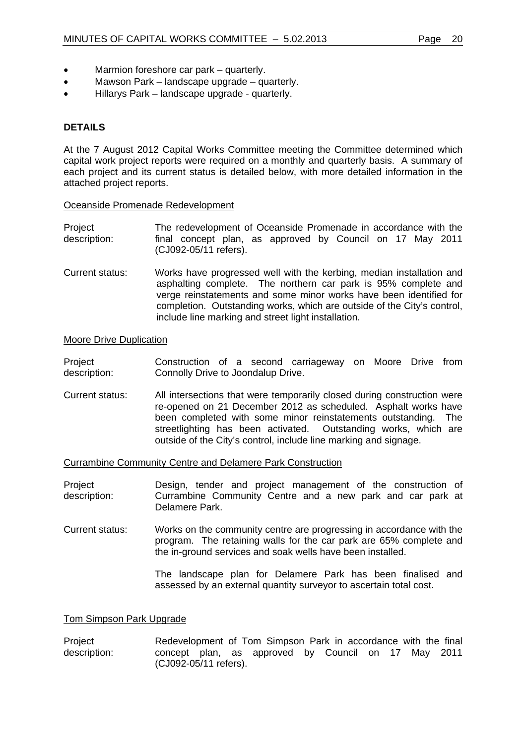- Marmion foreshore car park – quarterly.
- Mawson Park – landscape upgrade – quarterly.
- Hillarys Park – landscape upgrade - quarterly.

**DETAILS**

At the 7 August 2012 Capital Works Committee meeting the Committee determined which capital work project reports were required on a monthly and quarterly basis. A summary of each project and its current status is detailed below, with more detailed information in the attached project reports.

Oceanside Promenade Redevelopment

Project description: The redevelopment of Oceanside Promenade in accordance with the final concept plan, as approved by Council on 17 May 2011 (CJ092-05/11 refers).

Current status: Works have progressed well with the kerbing, median installation and asphalting complete. The northern car park is 95% complete and verge reinstatements and some minor works have been identified for completion. Outstanding works, which are outside of the City's control, include line marking and street light installation.

Moore Drive Duplication

Project description: Construction of a second carriageway on Moore Drive from Connolly Drive to Joondalup Drive.

Current status: All intersections that were temporarily closed during construction were re-opened on 21 December 2012 as scheduled. Asphalt works have been completed with some minor reinstatements outstanding. The streetlighting has been activated. Outstanding works, which are outside of the City's control, include line marking and signage.

Currambine Community Centre and Delamere Park Construction

Project description: Design, tender and project management of the construction of Currambine Community Centre and a new park and car park at Delamere Park.

Current status: Works on the community centre are progressing in accordance with the program. The retaining walls for the car park are 65% complete and the in-ground services and soak wells have been installed.

The landscape plan for Delamere Park has been finalised and assessed by an external quantity surveyor to ascertain total cost.

Tom Simpson Park Upgrade

Project description: Redevelopment of Tom Simpson Park in accordance with the final concept plan, as approved by Council on 17 May 2011 (CJ092-05/11 refers).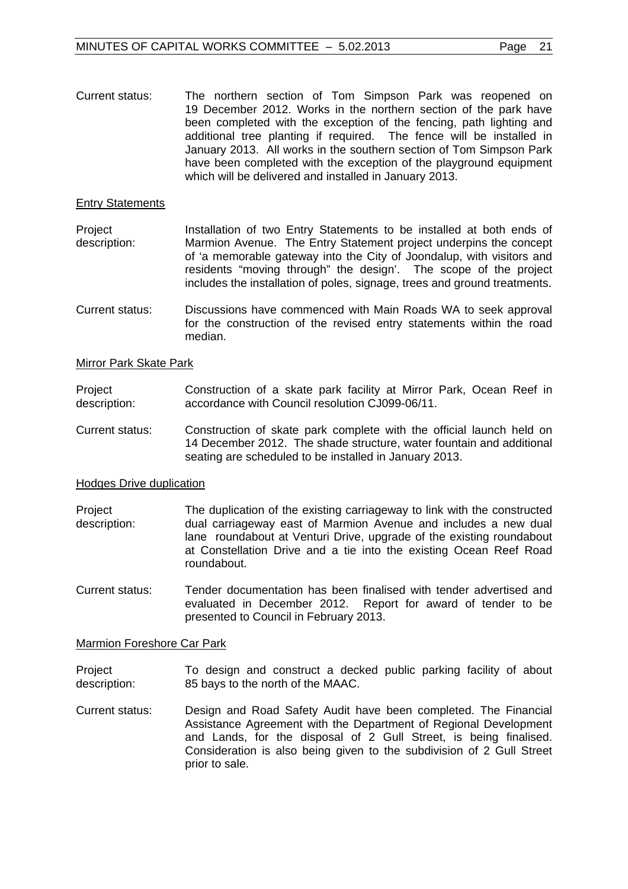Current status: The northern section of Tom Simpson Park was reopened on 19 December 2012. Works in the northern section of the park have been completed with the exception of the fencing, path lighting and additional tree planting if required. The fence will be installed in January 2013. All works in the southern section of Tom Simpson Park have been completed with the exception of the playground equipment which will be delivered and installed in January 2013.

<u>Entry Statements</u>

Project description: Installation of two Entry Statements to be installed at both ends of Marmion Avenue. The Entry Statement project underpins the concept of 'a memorable gateway into the City of Joondalup, with visitors and residents "moving through" the design'. The scope of the project includes the installation of poles, signage, trees and ground treatments.

Current status: Discussions have commenced with Main Roads WA to seek approval for the construction of the revised entry statements within the road median.

<u>Mirror Park Skate Park</u>

Project description: Construction of a skate park facility at Mirror Park, Ocean Reef in accordance with Council resolution CJ099-06/11.

Current status: Construction of skate park complete with the official launch held on 14 December 2012. The shade structure, water fountain and additional seating are scheduled to be installed in January 2013.

<u>Hodges Drive duplication</u>

Project description: The duplication of the existing carriageway to link with the constructed dual carriageway east of Marmion Avenue and includes a new dual lane roundabout at Venturi Drive, upgrade of the existing roundabout at Constellation Drive and a tie into the existing Ocean Reef Road roundabout.

Current status: Tender documentation has been finalised with tender advertised and evaluated in December 2012. Report for award of tender to be presented to Council in February 2013.

<u>Marmion Foreshore Car Park</u>

Project description: To design and construct a decked public parking facility of about 85 bays to the north of the MAAC.

Current status: Design and Road Safety Audit have been completed. The Financial Assistance Agreement with the Department of Regional Development and Lands, for the disposal of 2 Gull Street, is being finalised. Consideration is also being given to the subdivision of 2 Gull Street prior to sale.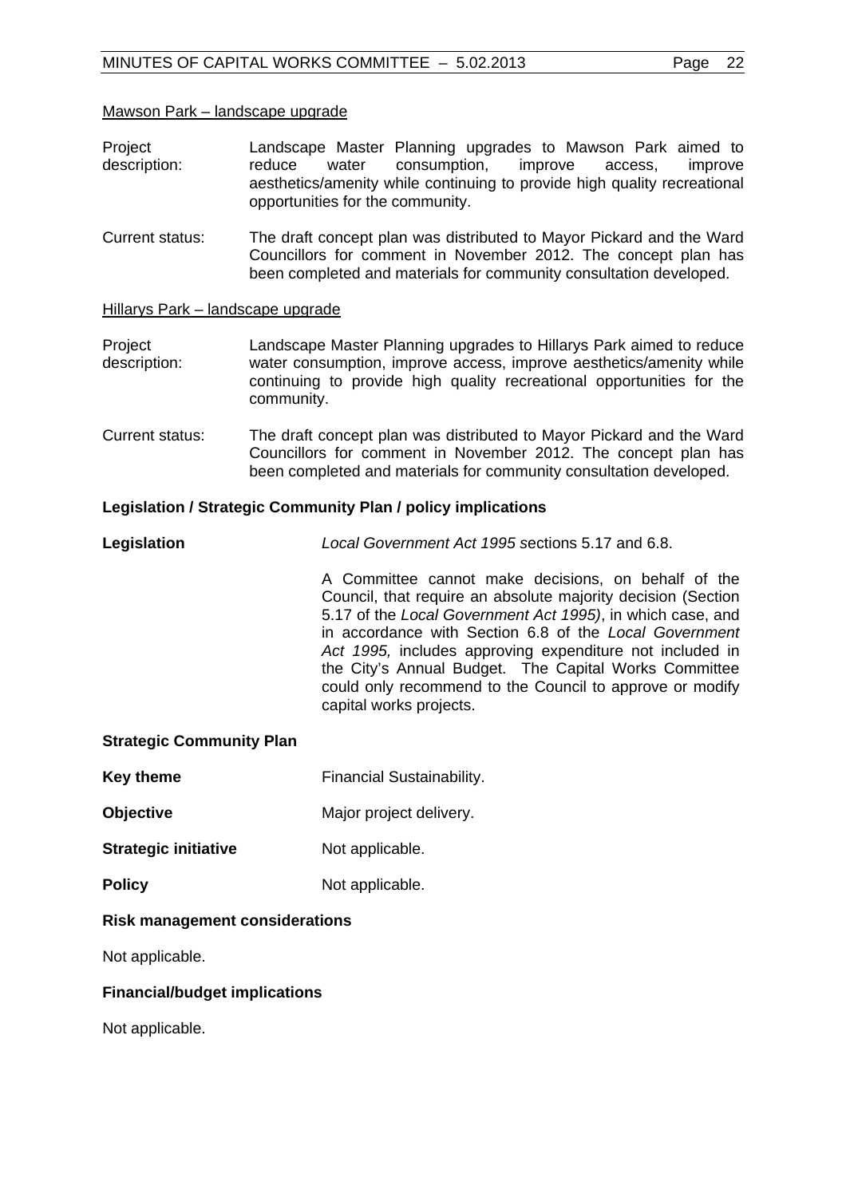Mawson Park – landscape upgrade

Project description: Landscape Master Planning upgrades to Mawson Park aimed to reduce water consumption, improve access, improve aesthetics/amenity while continuing to provide high quality recreational opportunities for the community.

Current status: The draft concept plan was distributed to Mayor Pickard and the Ward Councillors for comment in November 2012. The concept plan has been completed and materials for community consultation developed.

Hillarys Park – landscape upgrade

Project description: Landscape Master Planning upgrades to Hillarys Park aimed to reduce water consumption, improve access, improve aesthetics/amenity while continuing to provide high quality recreational opportunities for the community.

Current status: The draft concept plan was distributed to Mayor Pickard and the Ward Councillors for comment in November 2012. The concept plan has been completed and materials for community consultation developed.

**Legislation / Strategic Community Plan / policy implications**

**Legislation** *Local Government Act 1995* sections 5.17 and 6.8.

A Committee cannot make decisions, on behalf of the Council, that require an absolute majority decision (Section 5.17 of the *Local Government Act 1995)*, in which case, and in accordance with Section 6.8 of the *Local Government Act 1995,* includes approving expenditure not included in the City's Annual Budget. The Capital Works Committee could only recommend to the Council to approve or modify capital works projects.

**Strategic Community Plan**

**Key theme** Financial Sustainability.

**Objective** Major project delivery.

**Strategic initiative** Not applicable.

**Policy** Not applicable.

**Risk management considerations**

Not applicable.

**Financial/budget implications**

Not applicable.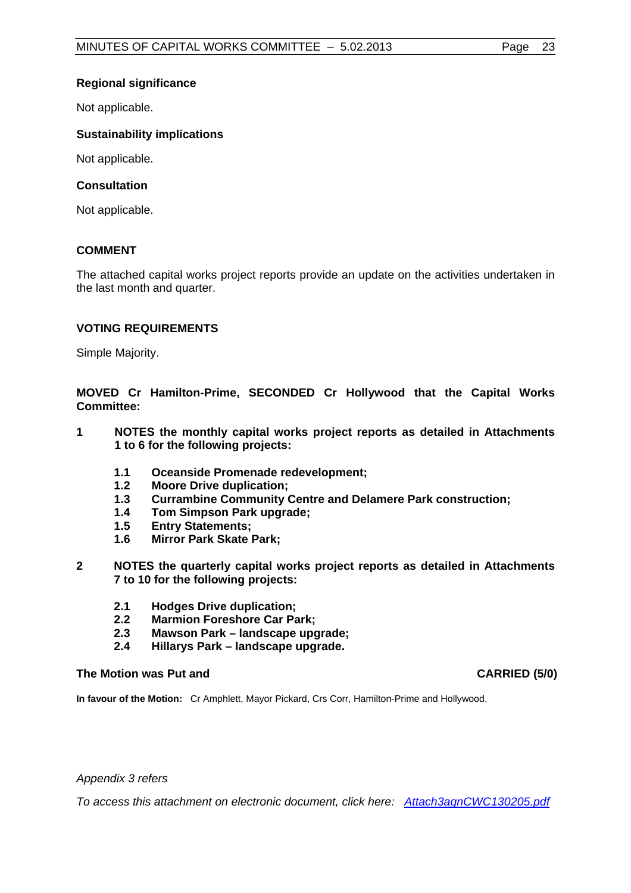### Regional significance

Not applicable.

### Sustainability implications

Not applicable.

### Consultation

Not applicable.

## COMMENT

The attached capital works project reports provide an update on the activities undertaken in the last month and quarter.

## VOTING REQUIREMENTS

Simple Majority.

**MOVED Cr Hamilton-Prime, SECONDED Cr Hollywood that the Capital Works Committee:**

**1 NOTES the monthly capital works project reports as detailed in Attachments 1 to 6 for the following projects:**

- **1.1 Oceanside Promenade redevelopment;**
- **1.2 Moore Drive duplication;**
- **1.3 Currambine Community Centre and Delamere Park construction;**
- **1.4 Tom Simpson Park upgrade;**
- **1.5 Entry Statements;**
- **1.6 Mirror Park Skate Park;**

**2 NOTES the quarterly capital works project reports as detailed in Attachments 7 to 10 for the following projects:**

- **2.1 Hodges Drive duplication;**
- **2.2 Marmion Foreshore Car Park;**
- **2.3 Mawson Park – landscape upgrade;**
- **2.4 Hillarys Park – landscape upgrade.**

**The Motion was Put and CARRIED (5/0)**

**In favour of the Motion:** Cr Amphlett, Mayor Pickard, Crs Corr, Hamilton-Prime and Hollywood.

*Appendix 3 refers*

*To access this attachment on electronic document, click here: Attach3agnCWC130205.pdf*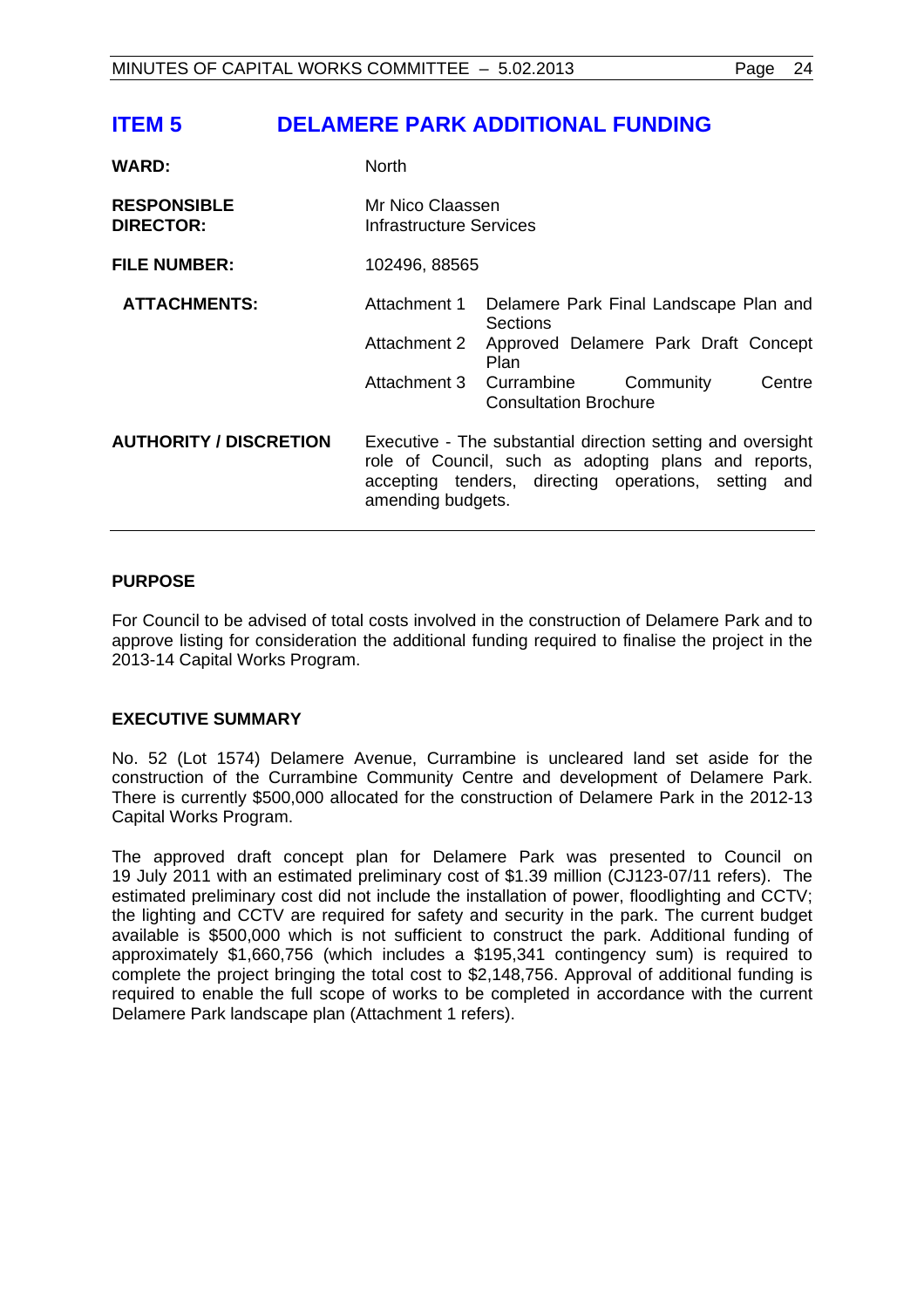# ITEM 5 DELAMERE PARK ADDITIONAL FUNDING

| | |
|---|---|
| **WARD:** | North |
| **RESPONSIBLE DIRECTOR:** | Mr Nico Claassen<br>Infrastructure Services |
| **FILE NUMBER:** | 102496, 88565 |
| **ATTACHMENTS:** | Attachment 1 Delamere Park Final Landscape Plan and Sections<br>Attachment 2 Approved Delamere Park Draft Concept Plan<br>Attachment 3 Currambine Community Centre Consultation Brochure |
| **AUTHORITY / DISCRETION** | Executive - The substantial direction setting and oversight role of Council, such as adopting plans and reports, accepting tenders, directing operations, setting and amending budgets. |

## PURPOSE

For Council to be advised of total costs involved in the construction of Delamere Park and to approve listing for consideration the additional funding required to finalise the project in the 2013-14 Capital Works Program.

## EXECUTIVE SUMMARY

No. 52 (Lot 1574) Delamere Avenue, Currambine is uncleared land set aside for the construction of the Currambine Community Centre and development of Delamere Park. There is currently $500,000 allocated for the construction of Delamere Park in the 2012-13 Capital Works Program.

The approved draft concept plan for Delamere Park was presented to Council on 19 July 2011 with an estimated preliminary cost of $1.39 million (CJ123-07/11 refers). The estimated preliminary cost did not include the installation of power, floodlighting and CCTV; the lighting and CCTV are required for safety and security in the park. The current budget available is $500,000 which is not sufficient to construct the park. Additional funding of approximately $1,660,756 (which includes a $195,341 contingency sum) is required to complete the project bringing the total cost to $2,148,756. Approval of additional funding is required to enable the full scope of works to be completed in accordance with the current Delamere Park landscape plan (Attachment 1 refers).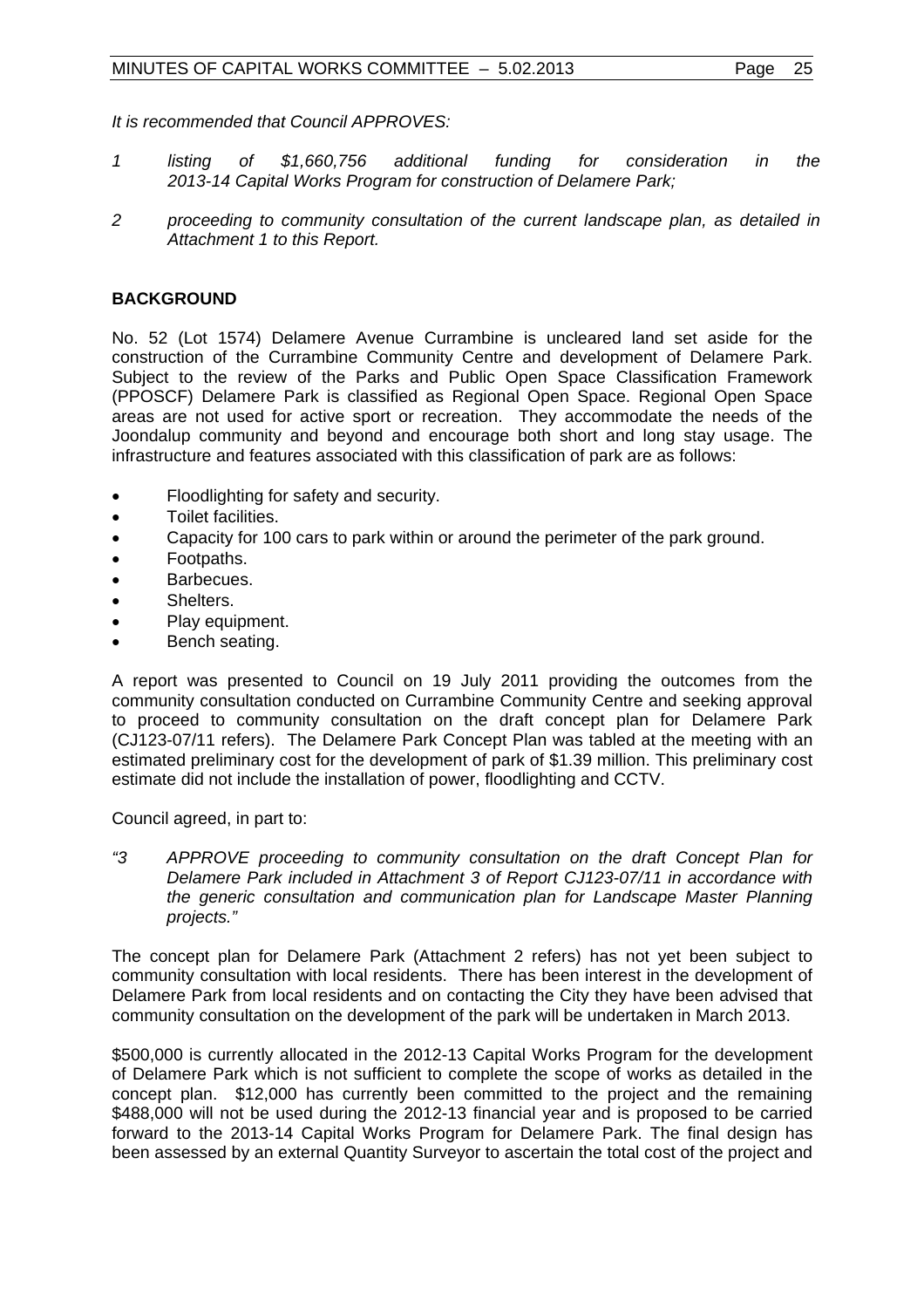*It is recommended that Council APPROVES:*

*1 listing of $1,660,756 additional funding for consideration in the 2013-14 Capital Works Program for construction of Delamere Park;*

*2 proceeding to community consultation of the current landscape plan, as detailed in Attachment 1 to this Report.*

## BACKGROUND

No. 52 (Lot 1574) Delamere Avenue Currambine is uncleared land set aside for the construction of the Currambine Community Centre and development of Delamere Park. Subject to the review of the Parks and Public Open Space Classification Framework (PPOSCF) Delamere Park is classified as Regional Open Space. Regional Open Space areas are not used for active sport or recreation. They accommodate the needs of the Joondalup community and beyond and encourage both short and long stay usage. The infrastructure and features associated with this classification of park are as follows:

- Floodlighting for safety and security.
- Toilet facilities.
- Capacity for 100 cars to park within or around the perimeter of the park ground.
- Footpaths.
- Barbecues.
- Shelters.
- Play equipment.
- Bench seating.

A report was presented to Council on 19 July 2011 providing the outcomes from the community consultation conducted on Currambine Community Centre and seeking approval to proceed to community consultation on the draft concept plan for Delamere Park (CJ123-07/11 refers). The Delamere Park Concept Plan was tabled at the meeting with an estimated preliminary cost for the development of park of $1.39 million. This preliminary cost estimate did not include the installation of power, floodlighting and CCTV.

Council agreed, in part to:

*"3 APPROVE proceeding to community consultation on the draft Concept Plan for Delamere Park included in Attachment 3 of Report CJ123-07/11 in accordance with the generic consultation and communication plan for Landscape Master Planning projects."*

The concept plan for Delamere Park (Attachment 2 refers) has not yet been subject to community consultation with local residents. There has been interest in the development of Delamere Park from local residents and on contacting the City they have been advised that community consultation on the development of the park will be undertaken in March 2013.

$500,000 is currently allocated in the 2012-13 Capital Works Program for the development of Delamere Park which is not sufficient to complete the scope of works as detailed in the concept plan. $12,000 has currently been committed to the project and the remaining $488,000 will not be used during the 2012-13 financial year and is proposed to be carried forward to the 2013-14 Capital Works Program for Delamere Park. The final design has been assessed by an external Quantity Surveyor to ascertain the total cost of the project and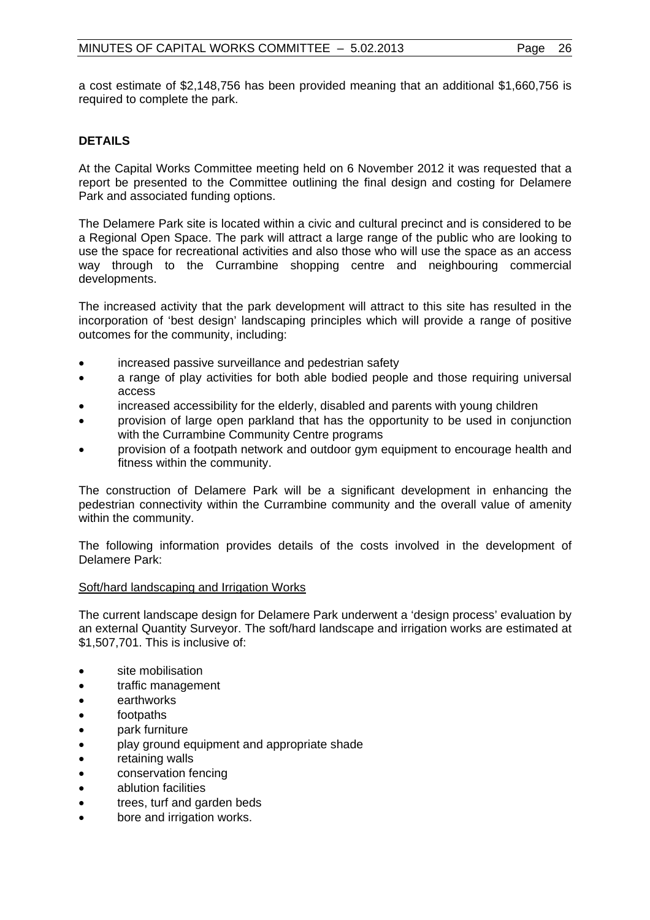a cost estimate of $2,148,756 has been provided meaning that an additional $1,660,756 is required to complete the park.

**DETAILS**

At the Capital Works Committee meeting held on 6 November 2012 it was requested that a report be presented to the Committee outlining the final design and costing for Delamere Park and associated funding options.

The Delamere Park site is located within a civic and cultural precinct and is considered to be a Regional Open Space. The park will attract a large range of the public who are looking to use the space for recreational activities and also those who will use the space as an access way through to the Currambine shopping centre and neighbouring commercial developments.

The increased activity that the park development will attract to this site has resulted in the incorporation of 'best design' landscaping principles which will provide a range of positive outcomes for the community, including:

- increased passive surveillance and pedestrian safety
- a range of play activities for both able bodied people and those requiring universal access
- increased accessibility for the elderly, disabled and parents with young children
- provision of large open parkland that has the opportunity to be used in conjunction with the Currambine Community Centre programs
- provision of a footpath network and outdoor gym equipment to encourage health and fitness within the community.

The construction of Delamere Park will be a significant development in enhancing the pedestrian connectivity within the Currambine community and the overall value of amenity within the community.

The following information provides details of the costs involved in the development of Delamere Park:

<u>Soft/hard landscaping and Irrigation Works</u>

The current landscape design for Delamere Park underwent a 'design process' evaluation by an external Quantity Surveyor. The soft/hard landscape and irrigation works are estimated at $1,507,701. This is inclusive of:

- site mobilisation
- traffic management
- earthworks
- footpaths
- park furniture
- play ground equipment and appropriate shade
- retaining walls
- conservation fencing
- ablution facilities
- trees, turf and garden beds
- bore and irrigation works.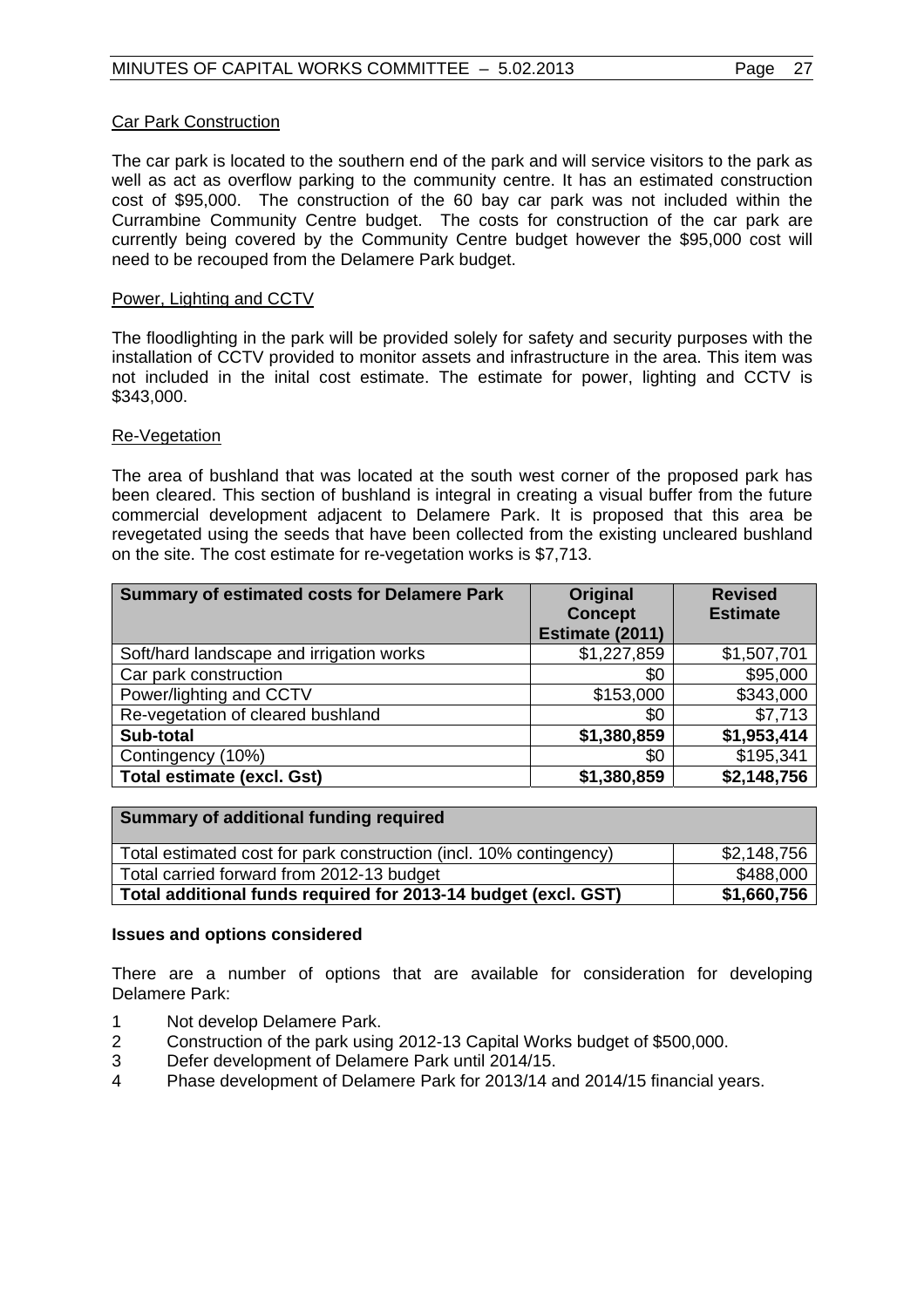Car Park Construction

The car park is located to the southern end of the park and will service visitors to the park as well as act as overflow parking to the community centre. It has an estimated construction cost of $95,000. The construction of the 60 bay car park was not included within the Currambine Community Centre budget. The costs for construction of the car park are currently being covered by the Community Centre budget however the $95,000 cost will need to be recouped from the Delamere Park budget.

Power, Lighting and CCTV

The floodlighting in the park will be provided solely for safety and security purposes with the installation of CCTV provided to monitor assets and infrastructure in the area. This item was not included in the inital cost estimate. The estimate for power, lighting and CCTV is $343,000.

Re-Vegetation

The area of bushland that was located at the south west corner of the proposed park has been cleared. This section of bushland is integral in creating a visual buffer from the future commercial development adjacent to Delamere Park. It is proposed that this area be revegetated using the seeds that have been collected from the existing uncleared bushland on the site. The cost estimate for re-vegetation works is $7,713.

| **Summary of estimated costs for Delamere Park** | **Original Concept Estimate (2011)** | **Revised Estimate** |
|---|---:|---:|
| Soft/hard landscape and irrigation works | $1,227,859 | $1,507,701 |
| Car park construction | $0 | $95,000 |
| Power/lighting and CCTV | $153,000 | $343,000 |
| Re-vegetation of cleared bushland | $0 | $7,713 |
| **Sub-total** | **$1,380,859** | **$1,953,414** |
| Contingency (10%) | $0 | $195,341 |
| **Total estimate (excl. Gst)** | **$1,380,859** | **$2,148,756** |

| **Summary of additional funding required** | |
|---|---:|
| Total estimated cost for park construction (incl. 10% contingency) | $2,148,756 |
| Total carried forward from 2012-13 budget | $488,000 |
| **Total additional funds required for 2013-14 budget (excl. GST)** | **$1,660,756** |

**Issues and options considered**

There are a number of options that are available for consideration for developing Delamere Park:

1. Not develop Delamere Park.
2. Construction of the park using 2012-13 Capital Works budget of $500,000.
3. Defer development of Delamere Park until 2014/15.
4. Phase development of Delamere Park for 2013/14 and 2014/15 financial years.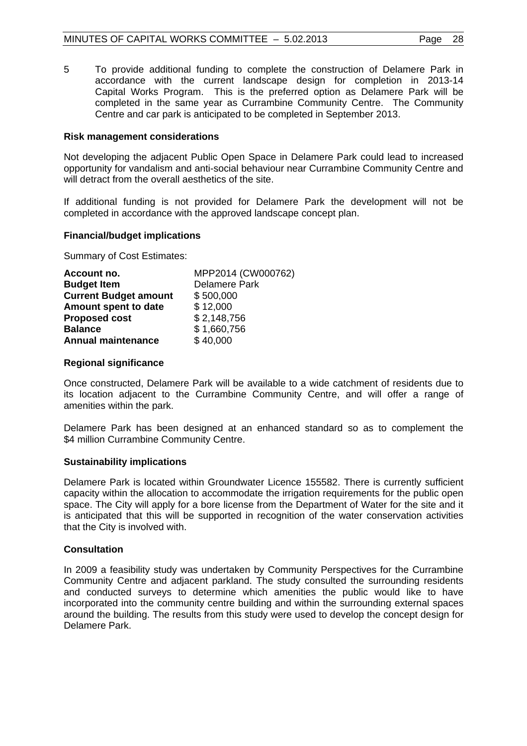5 To provide additional funding to complete the construction of Delamere Park in accordance with the current landscape design for completion in 2013-14 Capital Works Program. This is the preferred option as Delamere Park will be completed in the same year as Currambine Community Centre. The Community Centre and car park is anticipated to be completed in September 2013.

**Risk management considerations**

Not developing the adjacent Public Open Space in Delamere Park could lead to increased opportunity for vandalism and anti-social behaviour near Currambine Community Centre and will detract from the overall aesthetics of the site.

If additional funding is not provided for Delamere Park the development will not be completed in accordance with the approved landscape concept plan.

**Financial/budget implications**

Summary of Cost Estimates:

| | |
|---|---|
| **Account no.** | MPP2014 (CW000762) |
| **Budget Item** | Delamere Park |
| **Current Budget amount** | $ 500,000 |
| **Amount spent to date** | $ 12,000 |
| **Proposed cost** | $ 2,148,756 |
| **Balance** | $ 1,660,756 |
| **Annual maintenance** | $ 40,000 |

**Regional significance**

Once constructed, Delamere Park will be available to a wide catchment of residents due to its location adjacent to the Currambine Community Centre, and will offer a range of amenities within the park.

Delamere Park has been designed at an enhanced standard so as to complement the $4 million Currambine Community Centre.

**Sustainability implications**

Delamere Park is located within Groundwater Licence 155582. There is currently sufficient capacity within the allocation to accommodate the irrigation requirements for the public open space. The City will apply for a bore license from the Department of Water for the site and it is anticipated that this will be supported in recognition of the water conservation activities that the City is involved with.

**Consultation**

In 2009 a feasibility study was undertaken by Community Perspectives for the Currambine Community Centre and adjacent parkland. The study consulted the surrounding residents and conducted surveys to determine which amenities the public would like to have incorporated into the community centre building and within the surrounding external spaces around the building. The results from this study were used to develop the concept design for Delamere Park.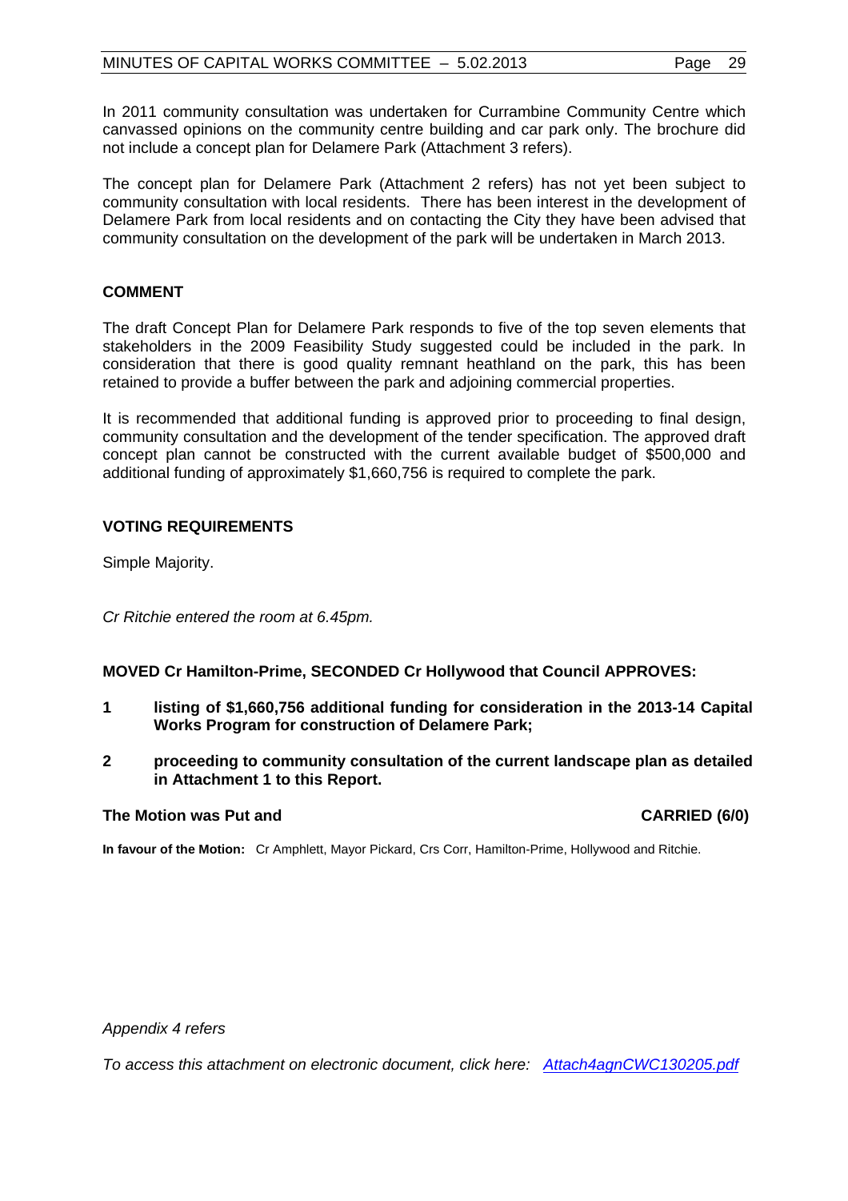In 2011 community consultation was undertaken for Currambine Community Centre which canvassed opinions on the community centre building and car park only. The brochure did not include a concept plan for Delamere Park (Attachment 3 refers).

The concept plan for Delamere Park (Attachment 2 refers) has not yet been subject to community consultation with local residents. There has been interest in the development of Delamere Park from local residents and on contacting the City they have been advised that community consultation on the development of the park will be undertaken in March 2013.

## COMMENT

The draft Concept Plan for Delamere Park responds to five of the top seven elements that stakeholders in the 2009 Feasibility Study suggested could be included in the park. In consideration that there is good quality remnant heathland on the park, this has been retained to provide a buffer between the park and adjoining commercial properties.

It is recommended that additional funding is approved prior to proceeding to final design, community consultation and the development of the tender specification. The approved draft concept plan cannot be constructed with the current available budget of $500,000 and additional funding of approximately $1,660,756 is required to complete the park.

## VOTING REQUIREMENTS

Simple Majority.

*Cr Ritchie entered the room at 6.45pm.*

**MOVED Cr Hamilton-Prime, SECONDED Cr Hollywood that Council APPROVES:**

**1 listing of $1,660,756 additional funding for consideration in the 2013-14 Capital Works Program for construction of Delamere Park;**

**2 proceeding to community consultation of the current landscape plan as detailed in Attachment 1 to this Report.**

**The Motion was Put and CARRIED (6/0)**

**In favour of the Motion:** Cr Amphlett, Mayor Pickard, Crs Corr, Hamilton-Prime, Hollywood and Ritchie.

*Appendix 4 refers*

*To access this attachment on electronic document, click here: Attach4agnCWC130205.pdf*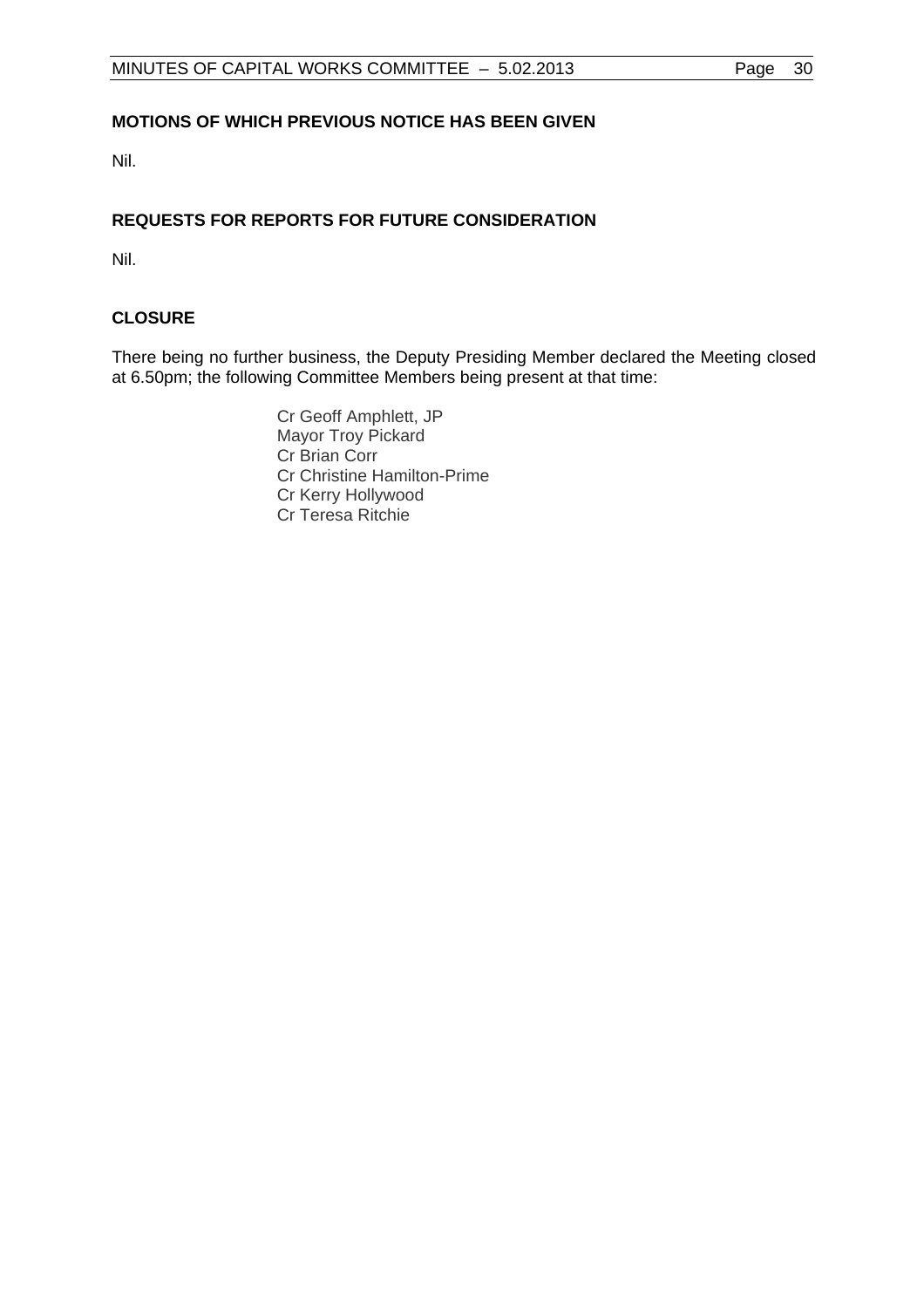**MOTIONS OF WHICH PREVIOUS NOTICE HAS BEEN GIVEN**

Nil.

**REQUESTS FOR REPORTS FOR FUTURE CONSIDERATION**

Nil.

**CLOSURE**

There being no further business, the Deputy Presiding Member declared the Meeting closed at 6.50pm; the following Committee Members being present at that time:

Cr Geoff Amphlett, JP
Mayor Troy Pickard
Cr Brian Corr
Cr Christine Hamilton-Prime
Cr Kerry Hollywood
Cr Teresa Ritchie